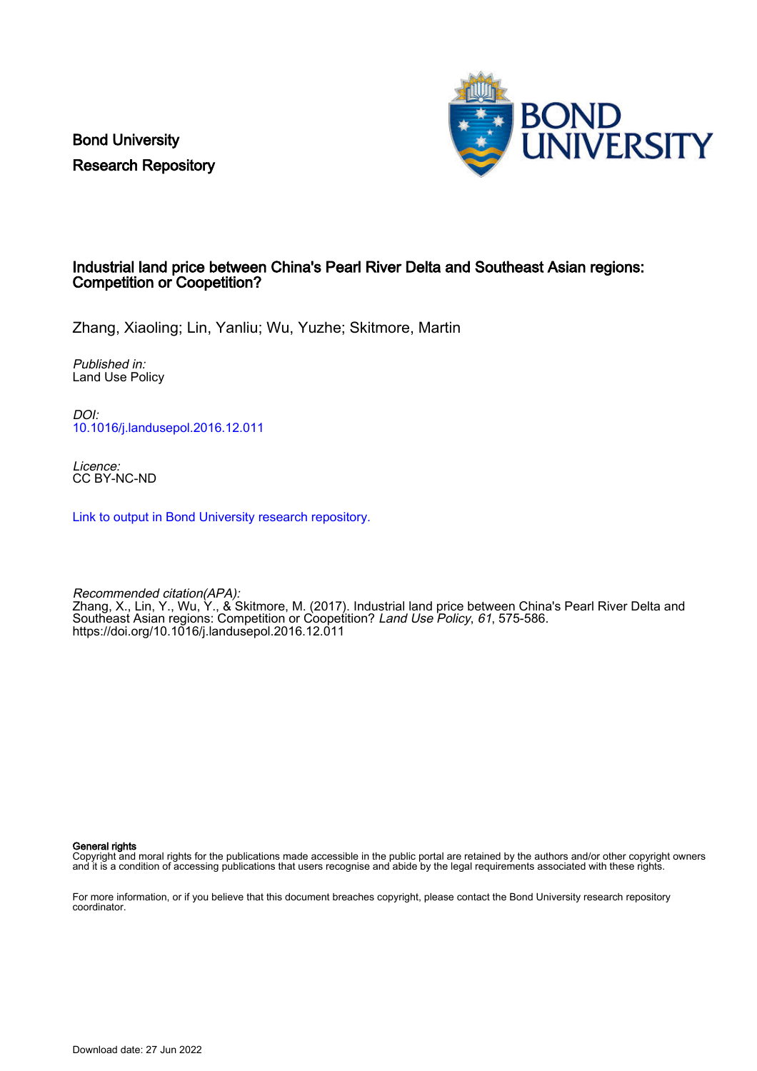Bond University
Research Repository

# Industrial land price between China's Pearl River Delta and Southeast Asian regions: Competition or Coopetition?

Zhang, Xiaoling; Lin, Yanliu; Wu, Yuzhe; Skitmore, Martin

*Published in:*
Land Use Policy

*DOI:*
10.1016/j.landusepol.2016.12.011

*Licence:*
CC BY-NC-ND

Link to output in Bond University research repository.

*Recommended citation(APA):*
Zhang, X., Lin, Y., Wu, Y., & Skitmore, M. (2017). Industrial land price between China's Pearl River Delta and Southeast Asian regions: Competition or Coopetition? *Land Use Policy*, *61*, 575-586. https://doi.org/10.1016/j.landusepol.2016.12.011

**General rights**
Copyright and moral rights for the publications made accessible in the public portal are retained by the authors and/or other copyright owners and it is a condition of accessing publications that users recognise and abide by the legal requirements associated with these rights.

For more information, or if you believe that this document breaches copyright, please contact the Bond University research repository coordinator.

Download date: 27 Jun 2022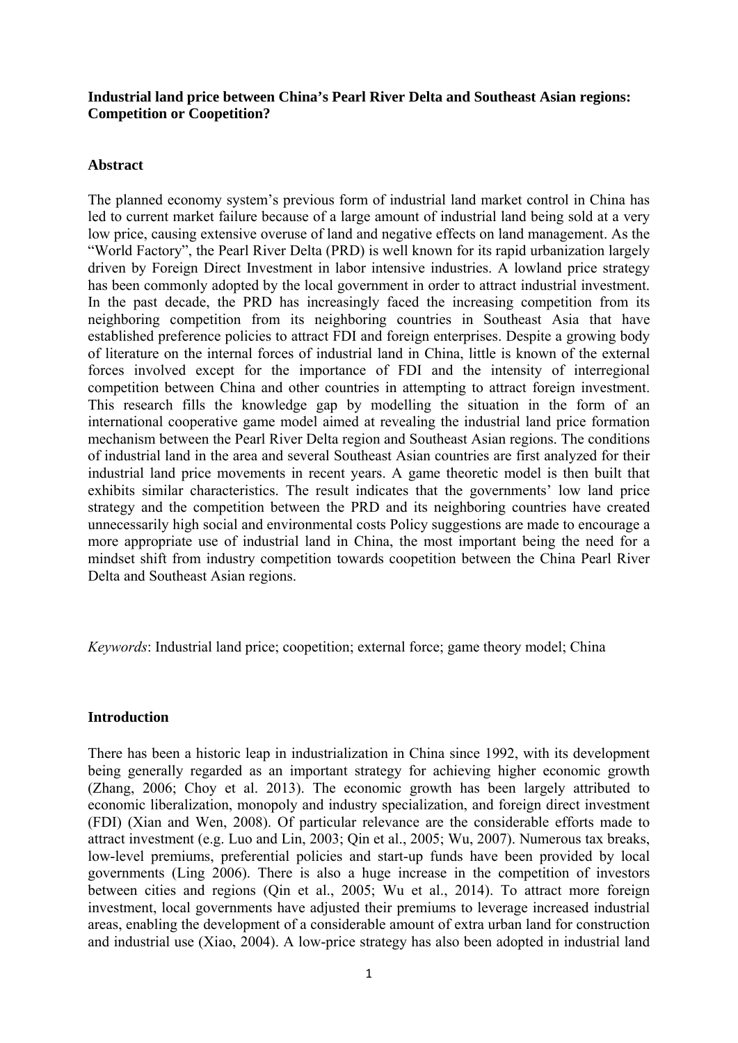**Industrial land price between China's Pearl River Delta and Southeast Asian regions: Competition or Coopetition?**

## Abstract

The planned economy system's previous form of industrial land market control in China has led to current market failure because of a large amount of industrial land being sold at a very low price, causing extensive overuse of land and negative effects on land management. As the "World Factory", the Pearl River Delta (PRD) is well known for its rapid urbanization largely driven by Foreign Direct Investment in labor intensive industries. A lowland price strategy has been commonly adopted by the local government in order to attract industrial investment. In the past decade, the PRD has increasingly faced the increasing competition from its neighboring competition from its neighboring countries in Southeast Asia that have established preference policies to attract FDI and foreign enterprises. Despite a growing body of literature on the internal forces of industrial land in China, little is known of the external forces involved except for the importance of FDI and the intensity of interregional competition between China and other countries in attempting to attract foreign investment. This research fills the knowledge gap by modelling the situation in the form of an international cooperative game model aimed at revealing the industrial land price formation mechanism between the Pearl River Delta region and Southeast Asian regions. The conditions of industrial land in the area and several Southeast Asian countries are first analyzed for their industrial land price movements in recent years. A game theoretic model is then built that exhibits similar characteristics. The result indicates that the governments' low land price strategy and the competition between the PRD and its neighboring countries have created unnecessarily high social and environmental costs Policy suggestions are made to encourage a more appropriate use of industrial land in China, the most important being the need for a mindset shift from industry competition towards coopetition between the China Pearl River Delta and Southeast Asian regions.

*Keywords*: Industrial land price; coopetition; external force; game theory model; China

## Introduction

There has been a historic leap in industrialization in China since 1992, with its development being generally regarded as an important strategy for achieving higher economic growth (Zhang, 2006; Choy et al. 2013). The economic growth has been largely attributed to economic liberalization, monopoly and industry specialization, and foreign direct investment (FDI) (Xian and Wen, 2008). Of particular relevance are the considerable efforts made to attract investment (e.g. Luo and Lin, 2003; Qin et al., 2005; Wu, 2007). Numerous tax breaks, low-level premiums, preferential policies and start-up funds have been provided by local governments (Ling 2006). There is also a huge increase in the competition of investors between cities and regions (Qin et al., 2005; Wu et al., 2014). To attract more foreign investment, local governments have adjusted their premiums to leverage increased industrial areas, enabling the development of a considerable amount of extra urban land for construction and industrial use (Xiao, 2004). A low-price strategy has also been adopted in industrial land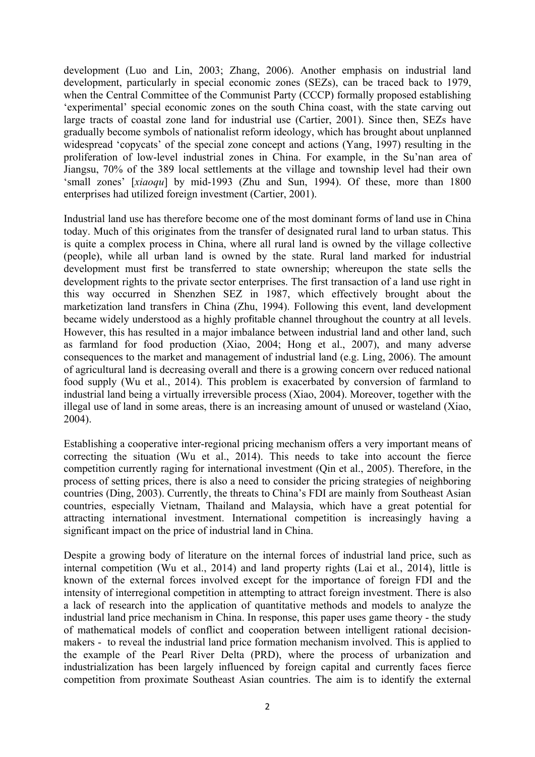development (Luo and Lin, 2003; Zhang, 2006). Another emphasis on industrial land development, particularly in special economic zones (SEZs), can be traced back to 1979, when the Central Committee of the Communist Party (CCCP) formally proposed establishing 'experimental' special economic zones on the south China coast, with the state carving out large tracts of coastal zone land for industrial use (Cartier, 2001). Since then, SEZs have gradually become symbols of nationalist reform ideology, which has brought about unplanned widespread 'copycats' of the special zone concept and actions (Yang, 1997) resulting in the proliferation of low-level industrial zones in China. For example, in the Su'nan area of Jiangsu, 70% of the 389 local settlements at the village and township level had their own 'small zones' [*xiaoqu*] by mid-1993 (Zhu and Sun, 1994). Of these, more than 1800 enterprises had utilized foreign investment (Cartier, 2001).

Industrial land use has therefore become one of the most dominant forms of land use in China today. Much of this originates from the transfer of designated rural land to urban status. This is quite a complex process in China, where all rural land is owned by the village collective (people), while all urban land is owned by the state. Rural land marked for industrial development must first be transferred to state ownership; whereupon the state sells the development rights to the private sector enterprises. The first transaction of a land use right in this way occurred in Shenzhen SEZ in 1987, which effectively brought about the marketization land transfers in China (Zhu, 1994). Following this event, land development became widely understood as a highly profitable channel throughout the country at all levels. However, this has resulted in a major imbalance between industrial land and other land, such as farmland for food production (Xiao, 2004; Hong et al., 2007), and many adverse consequences to the market and management of industrial land (e.g. Ling, 2006). The amount of agricultural land is decreasing overall and there is a growing concern over reduced national food supply (Wu et al., 2014). This problem is exacerbated by conversion of farmland to industrial land being a virtually irreversible process (Xiao, 2004). Moreover, together with the illegal use of land in some areas, there is an increasing amount of unused or wasteland (Xiao, 2004).

Establishing a cooperative inter-regional pricing mechanism offers a very important means of correcting the situation (Wu et al., 2014). This needs to take into account the fierce competition currently raging for international investment (Qin et al., 2005). Therefore, in the process of setting prices, there is also a need to consider the pricing strategies of neighboring countries (Ding, 2003). Currently, the threats to China's FDI are mainly from Southeast Asian countries, especially Vietnam, Thailand and Malaysia, which have a great potential for attracting international investment. International competition is increasingly having a significant impact on the price of industrial land in China.

Despite a growing body of literature on the internal forces of industrial land price, such as internal competition (Wu et al., 2014) and land property rights (Lai et al., 2014), little is known of the external forces involved except for the importance of foreign FDI and the intensity of interregional competition in attempting to attract foreign investment. There is also a lack of research into the application of quantitative methods and models to analyze the industrial land price mechanism in China. In response, this paper uses game theory - the study of mathematical models of conflict and cooperation between intelligent rational decision-makers - to reveal the industrial land price formation mechanism involved. This is applied to the example of the Pearl River Delta (PRD), where the process of urbanization and industrialization has been largely influenced by foreign capital and currently faces fierce competition from proximate Southeast Asian countries. The aim is to identify the external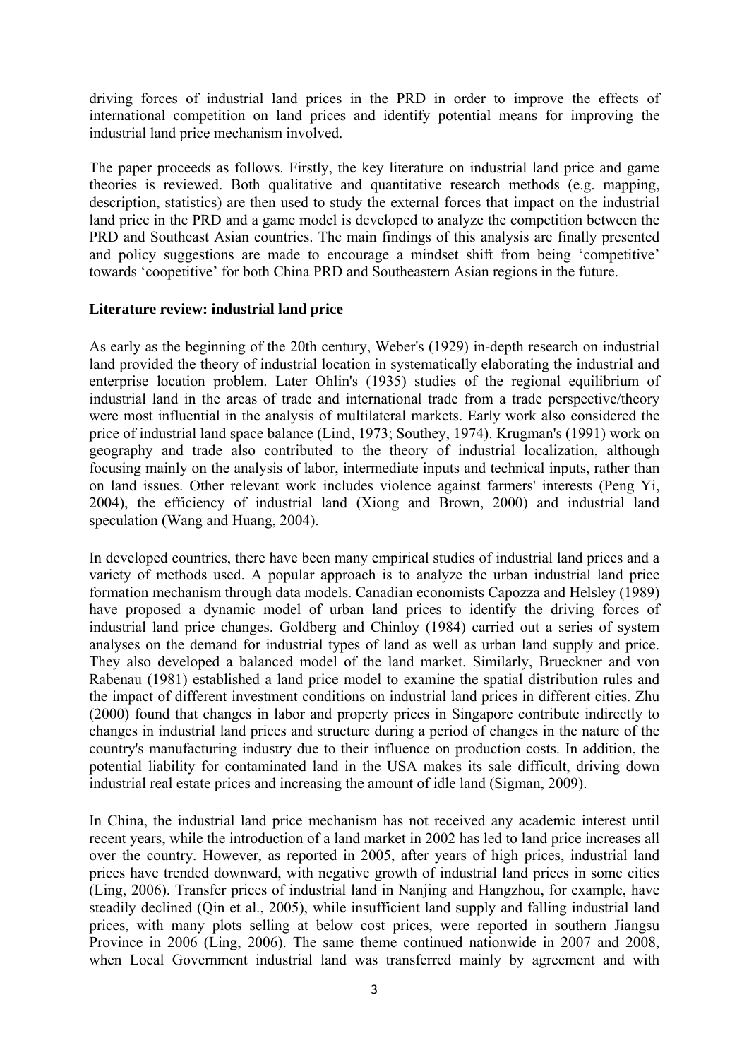driving forces of industrial land prices in the PRD in order to improve the effects of international competition on land prices and identify potential means for improving the industrial land price mechanism involved.

The paper proceeds as follows. Firstly, the key literature on industrial land price and game theories is reviewed. Both qualitative and quantitative research methods (e.g. mapping, description, statistics) are then used to study the external forces that impact on the industrial land price in the PRD and a game model is developed to analyze the competition between the PRD and Southeast Asian countries. The main findings of this analysis are finally presented and policy suggestions are made to encourage a mindset shift from being 'competitive' towards 'coopetitive' for both China PRD and Southeastern Asian regions in the future.

**Literature review: industrial land price**

As early as the beginning of the 20th century, Weber's (1929) in-depth research on industrial land provided the theory of industrial location in systematically elaborating the industrial and enterprise location problem. Later Ohlin's (1935) studies of the regional equilibrium of industrial land in the areas of trade and international trade from a trade perspective/theory were most influential in the analysis of multilateral markets. Early work also considered the price of industrial land space balance (Lind, 1973; Southey, 1974). Krugman's (1991) work on geography and trade also contributed to the theory of industrial localization, although focusing mainly on the analysis of labor, intermediate inputs and technical inputs, rather than on land issues. Other relevant work includes violence against farmers' interests (Peng Yi, 2004), the efficiency of industrial land (Xiong and Brown, 2000) and industrial land speculation (Wang and Huang, 2004).

In developed countries, there have been many empirical studies of industrial land prices and a variety of methods used. A popular approach is to analyze the urban industrial land price formation mechanism through data models. Canadian economists Capozza and Helsley (1989) have proposed a dynamic model of urban land prices to identify the driving forces of industrial land price changes. Goldberg and Chinloy (1984) carried out a series of system analyses on the demand for industrial types of land as well as urban land supply and price. They also developed a balanced model of the land market. Similarly, Brueckner and von Rabenau (1981) established a land price model to examine the spatial distribution rules and the impact of different investment conditions on industrial land prices in different cities. Zhu (2000) found that changes in labor and property prices in Singapore contribute indirectly to changes in industrial land prices and structure during a period of changes in the nature of the country's manufacturing industry due to their influence on production costs. In addition, the potential liability for contaminated land in the USA makes its sale difficult, driving down industrial real estate prices and increasing the amount of idle land (Sigman, 2009).

In China, the industrial land price mechanism has not received any academic interest until recent years, while the introduction of a land market in 2002 has led to land price increases all over the country. However, as reported in 2005, after years of high prices, industrial land prices have trended downward, with negative growth of industrial land prices in some cities (Ling, 2006). Transfer prices of industrial land in Nanjing and Hangzhou, for example, have steadily declined (Qin et al., 2005), while insufficient land supply and falling industrial land prices, with many plots selling at below cost prices, were reported in southern Jiangsu Province in 2006 (Ling, 2006). The same theme continued nationwide in 2007 and 2008, when Local Government industrial land was transferred mainly by agreement and with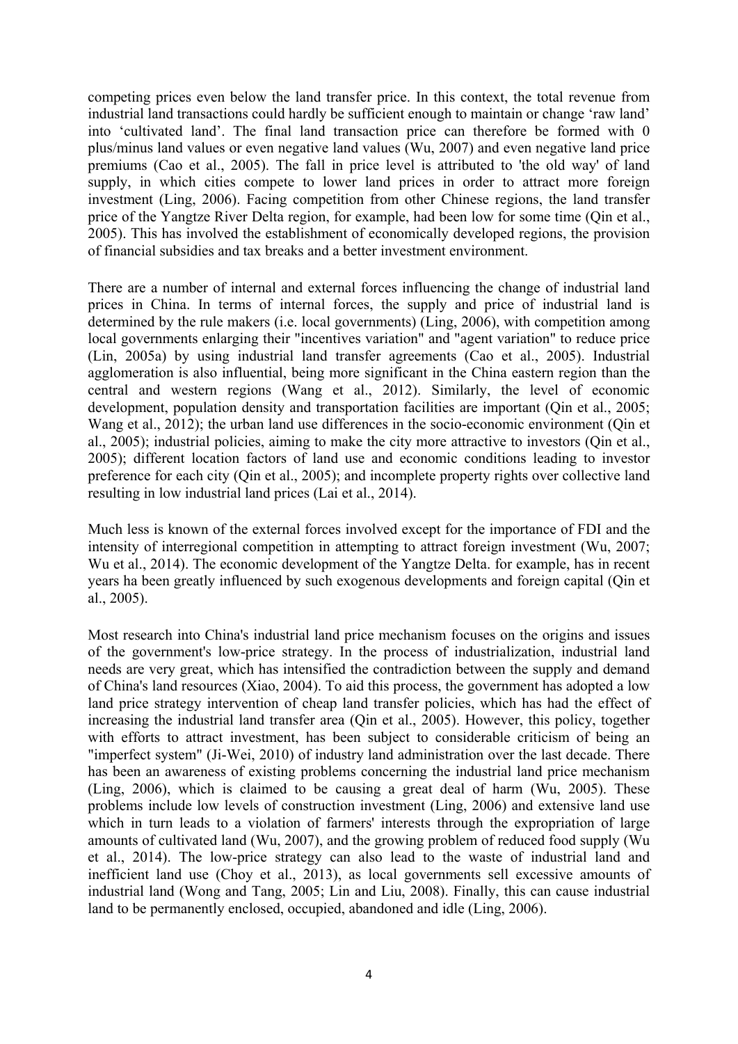competing prices even below the land transfer price. In this context, the total revenue from industrial land transactions could hardly be sufficient enough to maintain or change 'raw land' into 'cultivated land'. The final land transaction price can therefore be formed with 0 plus/minus land values or even negative land values (Wu, 2007) and even negative land price premiums (Cao et al., 2005). The fall in price level is attributed to 'the old way' of land supply, in which cities compete to lower land prices in order to attract more foreign investment (Ling, 2006). Facing competition from other Chinese regions, the land transfer price of the Yangtze River Delta region, for example, had been low for some time (Qin et al., 2005). This has involved the establishment of economically developed regions, the provision of financial subsidies and tax breaks and a better investment environment.

There are a number of internal and external forces influencing the change of industrial land prices in China. In terms of internal forces, the supply and price of industrial land is determined by the rule makers (i.e. local governments) (Ling, 2006), with competition among local governments enlarging their "incentives variation" and "agent variation" to reduce price (Lin, 2005a) by using industrial land transfer agreements (Cao et al., 2005). Industrial agglomeration is also influential, being more significant in the China eastern region than the central and western regions (Wang et al., 2012). Similarly, the level of economic development, population density and transportation facilities are important (Qin et al., 2005; Wang et al., 2012); the urban land use differences in the socio-economic environment (Qin et al., 2005); industrial policies, aiming to make the city more attractive to investors (Qin et al., 2005); different location factors of land use and economic conditions leading to investor preference for each city (Qin et al., 2005); and incomplete property rights over collective land resulting in low industrial land prices (Lai et al., 2014).

Much less is known of the external forces involved except for the importance of FDI and the intensity of interregional competition in attempting to attract foreign investment (Wu, 2007; Wu et al., 2014). The economic development of the Yangtze Delta. for example, has in recent years ha been greatly influenced by such exogenous developments and foreign capital (Qin et al., 2005).

Most research into China's industrial land price mechanism focuses on the origins and issues of the government's low-price strategy. In the process of industrialization, industrial land needs are very great, which has intensified the contradiction between the supply and demand of China's land resources (Xiao, 2004). To aid this process, the government has adopted a low land price strategy intervention of cheap land transfer policies, which has had the effect of increasing the industrial land transfer area (Qin et al., 2005). However, this policy, together with efforts to attract investment, has been subject to considerable criticism of being an "imperfect system" (Ji-Wei, 2010) of industry land administration over the last decade. There has been an awareness of existing problems concerning the industrial land price mechanism (Ling, 2006), which is claimed to be causing a great deal of harm (Wu, 2005). These problems include low levels of construction investment (Ling, 2006) and extensive land use which in turn leads to a violation of farmers' interests through the expropriation of large amounts of cultivated land (Wu, 2007), and the growing problem of reduced food supply (Wu et al., 2014). The low-price strategy can also lead to the waste of industrial land and inefficient land use (Choy et al., 2013), as local governments sell excessive amounts of industrial land (Wong and Tang, 2005; Lin and Liu, 2008). Finally, this can cause industrial land to be permanently enclosed, occupied, abandoned and idle (Ling, 2006).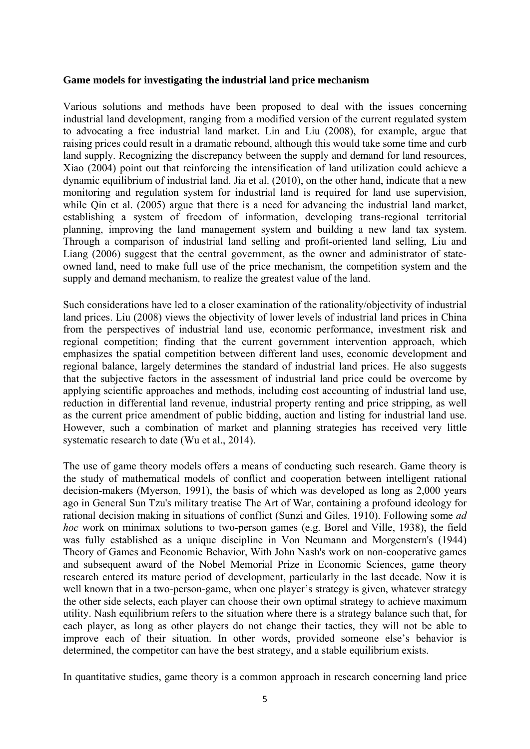**Game models for investigating the industrial land price mechanism**

Various solutions and methods have been proposed to deal with the issues concerning industrial land development, ranging from a modified version of the current regulated system to advocating a free industrial land market. Lin and Liu (2008), for example, argue that raising prices could result in a dramatic rebound, although this would take some time and curb land supply. Recognizing the discrepancy between the supply and demand for land resources, Xiao (2004) point out that reinforcing the intensification of land utilization could achieve a dynamic equilibrium of industrial land. Jia et al. (2010), on the other hand, indicate that a new monitoring and regulation system for industrial land is required for land use supervision, while Qin et al. (2005) argue that there is a need for advancing the industrial land market, establishing a system of freedom of information, developing trans-regional territorial planning, improving the land management system and building a new land tax system. Through a comparison of industrial land selling and profit-oriented land selling, Liu and Liang (2006) suggest that the central government, as the owner and administrator of state-owned land, need to make full use of the price mechanism, the competition system and the supply and demand mechanism, to realize the greatest value of the land.

Such considerations have led to a closer examination of the rationality/objectivity of industrial land prices. Liu (2008) views the objectivity of lower levels of industrial land prices in China from the perspectives of industrial land use, economic performance, investment risk and regional competition; finding that the current government intervention approach, which emphasizes the spatial competition between different land uses, economic development and regional balance, largely determines the standard of industrial land prices. He also suggests that the subjective factors in the assessment of industrial land price could be overcome by applying scientific approaches and methods, including cost accounting of industrial land use, reduction in differential land revenue, industrial property renting and price stripping, as well as the current price amendment of public bidding, auction and listing for industrial land use. However, such a combination of market and planning strategies has received very little systematic research to date (Wu et al., 2014).

The use of game theory models offers a means of conducting such research. Game theory is the study of mathematical models of conflict and cooperation between intelligent rational decision-makers (Myerson, 1991), the basis of which was developed as long as 2,000 years ago in General Sun Tzu's military treatise The Art of War, containing a profound ideology for rational decision making in situations of conflict (Sunzi and Giles, 1910). Following some *ad hoc* work on minimax solutions to two-person games (e.g. Borel and Ville, 1938), the field was fully established as a unique discipline in Von Neumann and Morgenstern's (1944) Theory of Games and Economic Behavior, With John Nash's work on non-cooperative games and subsequent award of the Nobel Memorial Prize in Economic Sciences, game theory research entered its mature period of development, particularly in the last decade. Now it is well known that in a two-person-game, when one player's strategy is given, whatever strategy the other side selects, each player can choose their own optimal strategy to achieve maximum utility. Nash equilibrium refers to the situation where there is a strategy balance such that, for each player, as long as other players do not change their tactics, they will not be able to improve each of their situation. In other words, provided someone else's behavior is determined, the competitor can have the best strategy, and a stable equilibrium exists.

In quantitative studies, game theory is a common approach in research concerning land price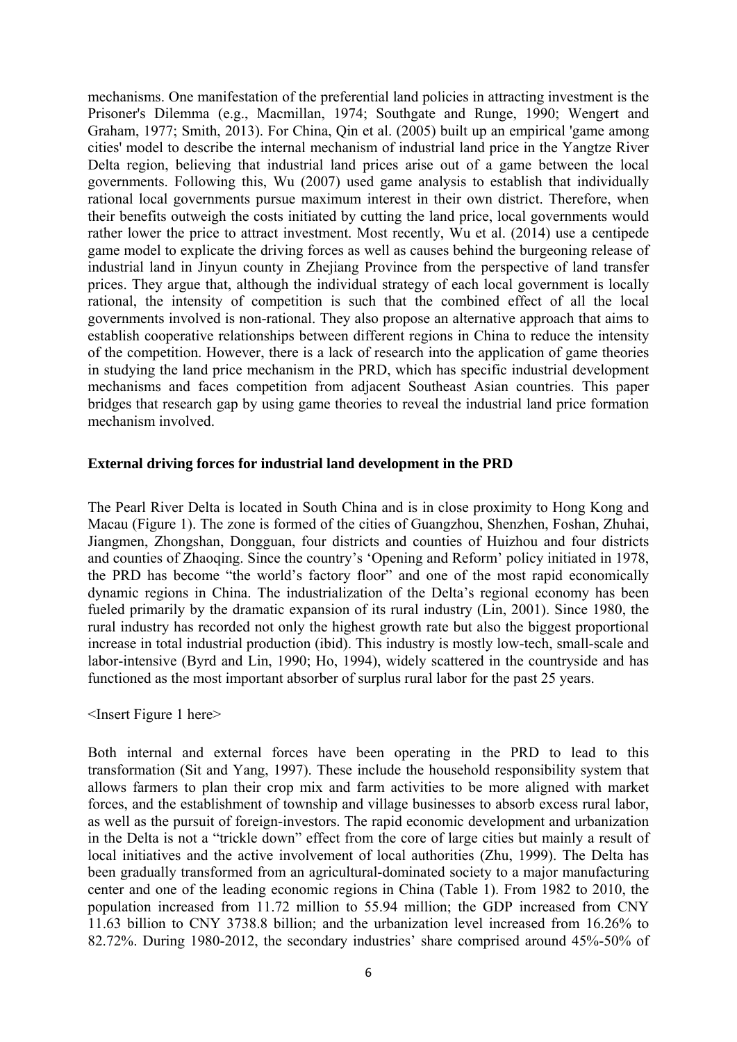mechanisms. One manifestation of the preferential land policies in attracting investment is the Prisoner's Dilemma (e.g., Macmillan, 1974; Southgate and Runge, 1990; Wengert and Graham, 1977; Smith, 2013). For China, Qin et al. (2005) built up an empirical 'game among cities' model to describe the internal mechanism of industrial land price in the Yangtze River Delta region, believing that industrial land prices arise out of a game between the local governments. Following this, Wu (2007) used game analysis to establish that individually rational local governments pursue maximum interest in their own district. Therefore, when their benefits outweigh the costs initiated by cutting the land price, local governments would rather lower the price to attract investment. Most recently, Wu et al. (2014) use a centipede game model to explicate the driving forces as well as causes behind the burgeoning release of industrial land in Jinyun county in Zhejiang Province from the perspective of land transfer prices. They argue that, although the individual strategy of each local government is locally rational, the intensity of competition is such that the combined effect of all the local governments involved is non-rational. They also propose an alternative approach that aims to establish cooperative relationships between different regions in China to reduce the intensity of the competition. However, there is a lack of research into the application of game theories in studying the land price mechanism in the PRD, which has specific industrial development mechanisms and faces competition from adjacent Southeast Asian countries. This paper bridges that research gap by using game theories to reveal the industrial land price formation mechanism involved.

**External driving forces for industrial land development in the PRD**

The Pearl River Delta is located in South China and is in close proximity to Hong Kong and Macau (Figure 1). The zone is formed of the cities of Guangzhou, Shenzhen, Foshan, Zhuhai, Jiangmen, Zhongshan, Dongguan, four districts and counties of Huizhou and four districts and counties of Zhaoqing. Since the country's 'Opening and Reform' policy initiated in 1978, the PRD has become "the world's factory floor" and one of the most rapid economically dynamic regions in China. The industrialization of the Delta's regional economy has been fueled primarily by the dramatic expansion of its rural industry (Lin, 2001). Since 1980, the rural industry has recorded not only the highest growth rate but also the biggest proportional increase in total industrial production (ibid). This industry is mostly low-tech, small-scale and labor-intensive (Byrd and Lin, 1990; Ho, 1994), widely scattered in the countryside and has functioned as the most important absorber of surplus rural labor for the past 25 years.

<Insert Figure 1 here>

Both internal and external forces have been operating in the PRD to lead to this transformation (Sit and Yang, 1997). These include the household responsibility system that allows farmers to plan their crop mix and farm activities to be more aligned with market forces, and the establishment of township and village businesses to absorb excess rural labor, as well as the pursuit of foreign-investors. The rapid economic development and urbanization in the Delta is not a "trickle down" effect from the core of large cities but mainly a result of local initiatives and the active involvement of local authorities (Zhu, 1999). The Delta has been gradually transformed from an agricultural-dominated society to a major manufacturing center and one of the leading economic regions in China (Table 1). From 1982 to 2010, the population increased from 11.72 million to 55.94 million; the GDP increased from CNY 11.63 billion to CNY 3738.8 billion; and the urbanization level increased from 16.26% to 82.72%. During 1980-2012, the secondary industries' share comprised around 45%-50% of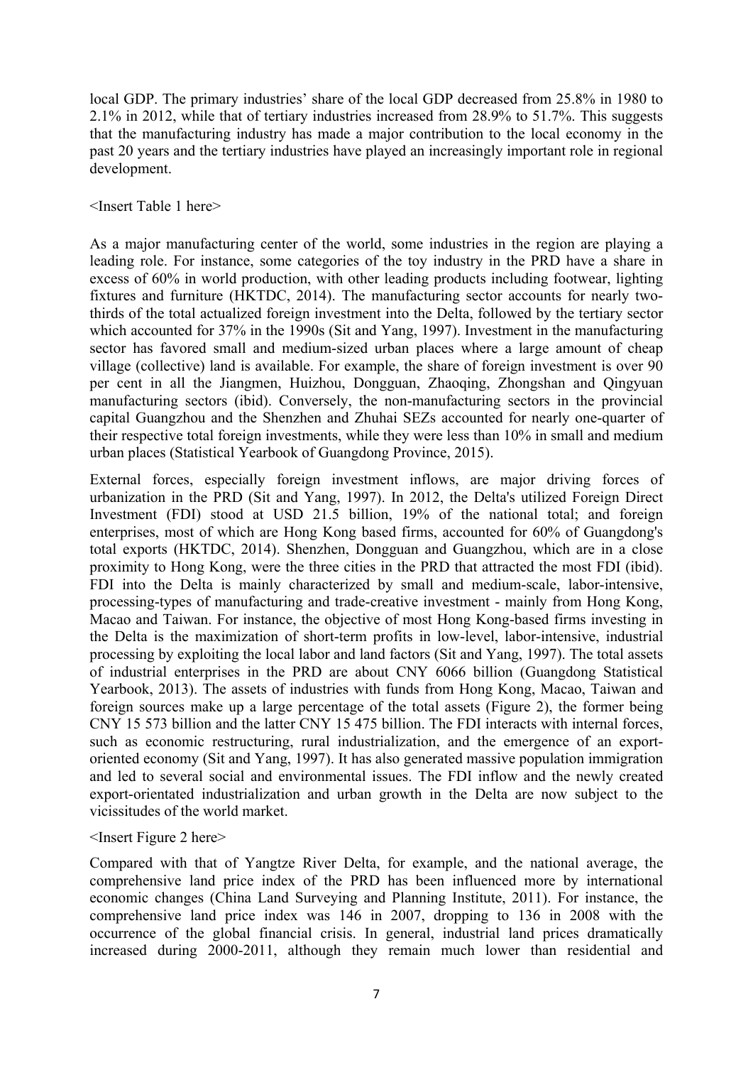local GDP. The primary industries' share of the local GDP decreased from 25.8% in 1980 to 2.1% in 2012, while that of tertiary industries increased from 28.9% to 51.7%. This suggests that the manufacturing industry has made a major contribution to the local economy in the past 20 years and the tertiary industries have played an increasingly important role in regional development.

<Insert Table 1 here>

As a major manufacturing center of the world, some industries in the region are playing a leading role. For instance, some categories of the toy industry in the PRD have a share in excess of 60% in world production, with other leading products including footwear, lighting fixtures and furniture (HKTDC, 2014). The manufacturing sector accounts for nearly two-thirds of the total actualized foreign investment into the Delta, followed by the tertiary sector which accounted for 37% in the 1990s (Sit and Yang, 1997). Investment in the manufacturing sector has favored small and medium-sized urban places where a large amount of cheap village (collective) land is available. For example, the share of foreign investment is over 90 per cent in all the Jiangmen, Huizhou, Dongguan, Zhaoqing, Zhongshan and Qingyuan manufacturing sectors (ibid). Conversely, the non-manufacturing sectors in the provincial capital Guangzhou and the Shenzhen and Zhuhai SEZs accounted for nearly one-quarter of their respective total foreign investments, while they were less than 10% in small and medium urban places (Statistical Yearbook of Guangdong Province, 2015).

External forces, especially foreign investment inflows, are major driving forces of urbanization in the PRD (Sit and Yang, 1997). In 2012, the Delta's utilized Foreign Direct Investment (FDI) stood at USD 21.5 billion, 19% of the national total; and foreign enterprises, most of which are Hong Kong based firms, accounted for 60% of Guangdong's total exports (HKTDC, 2014). Shenzhen, Dongguan and Guangzhou, which are in a close proximity to Hong Kong, were the three cities in the PRD that attracted the most FDI (ibid). FDI into the Delta is mainly characterized by small and medium-scale, labor-intensive, processing-types of manufacturing and trade-creative investment - mainly from Hong Kong, Macao and Taiwan. For instance, the objective of most Hong Kong-based firms investing in the Delta is the maximization of short-term profits in low-level, labor-intensive, industrial processing by exploiting the local labor and land factors (Sit and Yang, 1997). The total assets of industrial enterprises in the PRD are about CNY 6066 billion (Guangdong Statistical Yearbook, 2013). The assets of industries with funds from Hong Kong, Macao, Taiwan and foreign sources make up a large percentage of the total assets (Figure 2), the former being CNY 15 573 billion and the latter CNY 15 475 billion. The FDI interacts with internal forces, such as economic restructuring, rural industrialization, and the emergence of an export-oriented economy (Sit and Yang, 1997). It has also generated massive population immigration and led to several social and environmental issues. The FDI inflow and the newly created export-orientated industrialization and urban growth in the Delta are now subject to the vicissitudes of the world market.

<Insert Figure 2 here>

Compared with that of Yangtze River Delta, for example, and the national average, the comprehensive land price index of the PRD has been influenced more by international economic changes (China Land Surveying and Planning Institute, 2011). For instance, the comprehensive land price index was 146 in 2007, dropping to 136 in 2008 with the occurrence of the global financial crisis. In general, industrial land prices dramatically increased during 2000-2011, although they remain much lower than residential and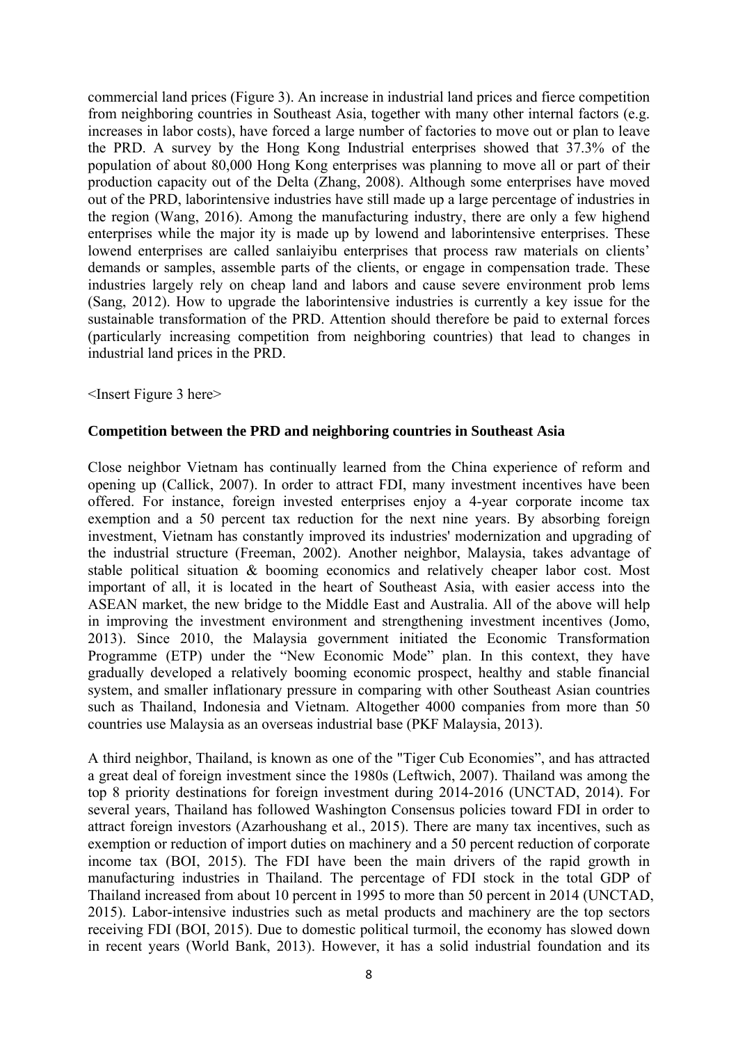commercial land prices (Figure 3). An increase in industrial land prices and fierce competition from neighboring countries in Southeast Asia, together with many other internal factors (e.g. increases in labor costs), have forced a large number of factories to move out or plan to leave the PRD. A survey by the Hong Kong Industrial enterprises showed that 37.3% of the population of about 80,000 Hong Kong enterprises was planning to move all or part of their production capacity out of the Delta (Zhang, 2008). Although some enterprises have moved out of the PRD, laborintensive industries have still made up a large percentage of industries in the region (Wang, 2016). Among the manufacturing industry, there are only a few highend enterprises while the major ity is made up by lowend and laborintensive enterprises. These lowend enterprises are called sanlaiyibu enterprises that process raw materials on clients' demands or samples, assemble parts of the clients, or engage in compensation trade. These industries largely rely on cheap land and labors and cause severe environment prob lems (Sang, 2012). How to upgrade the laborintensive industries is currently a key issue for the sustainable transformation of the PRD. Attention should therefore be paid to external forces (particularly increasing competition from neighboring countries) that lead to changes in industrial land prices in the PRD.

<Insert Figure 3 here>

**Competition between the PRD and neighboring countries in Southeast Asia**

Close neighbor Vietnam has continually learned from the China experience of reform and opening up (Callick, 2007). In order to attract FDI, many investment incentives have been offered. For instance, foreign invested enterprises enjoy a 4-year corporate income tax exemption and a 50 percent tax reduction for the next nine years. By absorbing foreign investment, Vietnam has constantly improved its industries' modernization and upgrading of the industrial structure (Freeman, 2002). Another neighbor, Malaysia, takes advantage of stable political situation & booming economics and relatively cheaper labor cost. Most important of all, it is located in the heart of Southeast Asia, with easier access into the ASEAN market, the new bridge to the Middle East and Australia. All of the above will help in improving the investment environment and strengthening investment incentives (Jomo, 2013). Since 2010, the Malaysia government initiated the Economic Transformation Programme (ETP) under the "New Economic Mode" plan. In this context, they have gradually developed a relatively booming economic prospect, healthy and stable financial system, and smaller inflationary pressure in comparing with other Southeast Asian countries such as Thailand, Indonesia and Vietnam. Altogether 4000 companies from more than 50 countries use Malaysia as an overseas industrial base (PKF Malaysia, 2013).

A third neighbor, Thailand, is known as one of the "Tiger Cub Economies", and has attracted a great deal of foreign investment since the 1980s (Leftwich, 2007). Thailand was among the top 8 priority destinations for foreign investment during 2014-2016 (UNCTAD, 2014). For several years, Thailand has followed Washington Consensus policies toward FDI in order to attract foreign investors (Azarhoushang et al., 2015). There are many tax incentives, such as exemption or reduction of import duties on machinery and a 50 percent reduction of corporate income tax (BOI, 2015). The FDI have been the main drivers of the rapid growth in manufacturing industries in Thailand. The percentage of FDI stock in the total GDP of Thailand increased from about 10 percent in 1995 to more than 50 percent in 2014 (UNCTAD, 2015). Labor-intensive industries such as metal products and machinery are the top sectors receiving FDI (BOI, 2015). Due to domestic political turmoil, the economy has slowed down in recent years (World Bank, 2013). However, it has a solid industrial foundation and its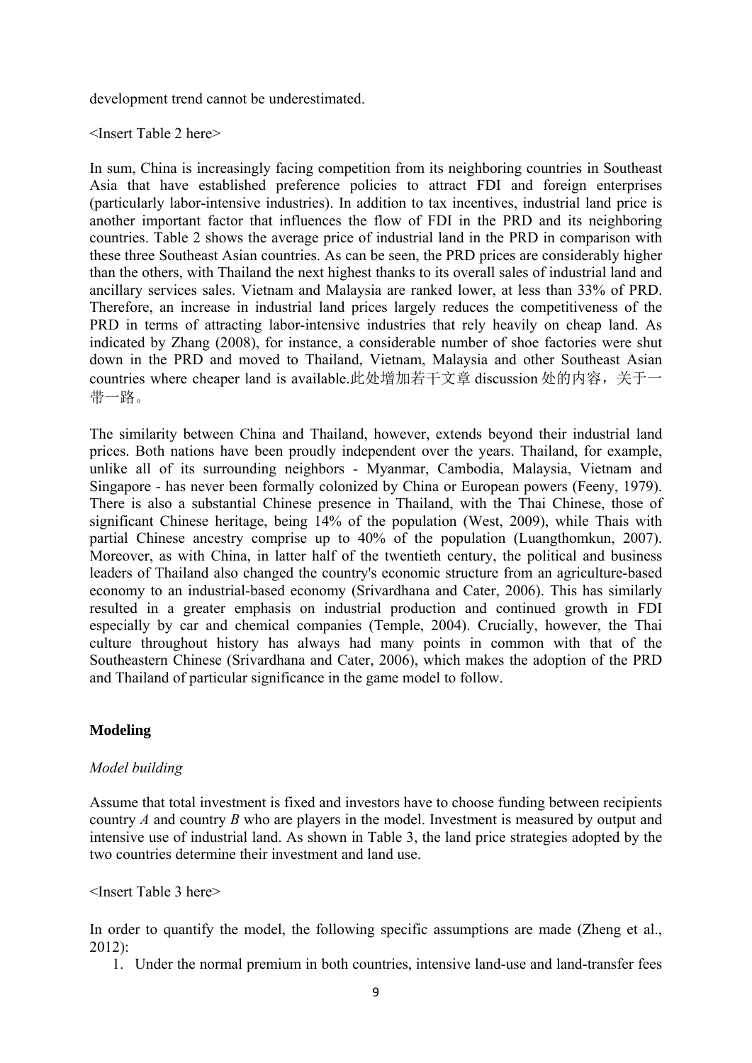development trend cannot be underestimated.

<Insert Table 2 here>

In sum, China is increasingly facing competition from its neighboring countries in Southeast Asia that have established preference policies to attract FDI and foreign enterprises (particularly labor-intensive industries). In addition to tax incentives, industrial land price is another important factor that influences the flow of FDI in the PRD and its neighboring countries. Table 2 shows the average price of industrial land in the PRD in comparison with these three Southeast Asian countries. As can be seen, the PRD prices are considerably higher than the others, with Thailand the next highest thanks to its overall sales of industrial land and ancillary services sales. Vietnam and Malaysia are ranked lower, at less than 33% of PRD. Therefore, an increase in industrial land prices largely reduces the competitiveness of the PRD in terms of attracting labor-intensive industries that rely heavily on cheap land. As indicated by Zhang (2008), for instance, a considerable number of shoe factories were shut down in the PRD and moved to Thailand, Vietnam, Malaysia and other Southeast Asian countries where cheaper land is available.此处增加若干文章 discussion 处的内容，关于一带一路。

The similarity between China and Thailand, however, extends beyond their industrial land prices. Both nations have been proudly independent over the years. Thailand, for example, unlike all of its surrounding neighbors - Myanmar, Cambodia, Malaysia, Vietnam and Singapore - has never been formally colonized by China or European powers (Feeny, 1979). There is also a substantial Chinese presence in Thailand, with the Thai Chinese, those of significant Chinese heritage, being 14% of the population (West, 2009), while Thais with partial Chinese ancestry comprise up to 40% of the population (Luangthomkun, 2007). Moreover, as with China, in latter half of the twentieth century, the political and business leaders of Thailand also changed the country's economic structure from an agriculture-based economy to an industrial-based economy (Srivardhana and Cater, 2006). This has similarly resulted in a greater emphasis on industrial production and continued growth in FDI especially by car and chemical companies (Temple, 2004). Crucially, however, the Thai culture throughout history has always had many points in common with that of the Southeastern Chinese (Srivardhana and Cater, 2006), which makes the adoption of the PRD and Thailand of particular significance in the game model to follow.

## Modeling

### *Model building*

Assume that total investment is fixed and investors have to choose funding between recipients country *A* and country *B* who are players in the model. Investment is measured by output and intensive use of industrial land. As shown in Table 3, the land price strategies adopted by the two countries determine their investment and land use.

<Insert Table 3 here>

In order to quantify the model, the following specific assumptions are made (Zheng et al., 2012):

1. Under the normal premium in both countries, intensive land-use and land-transfer fees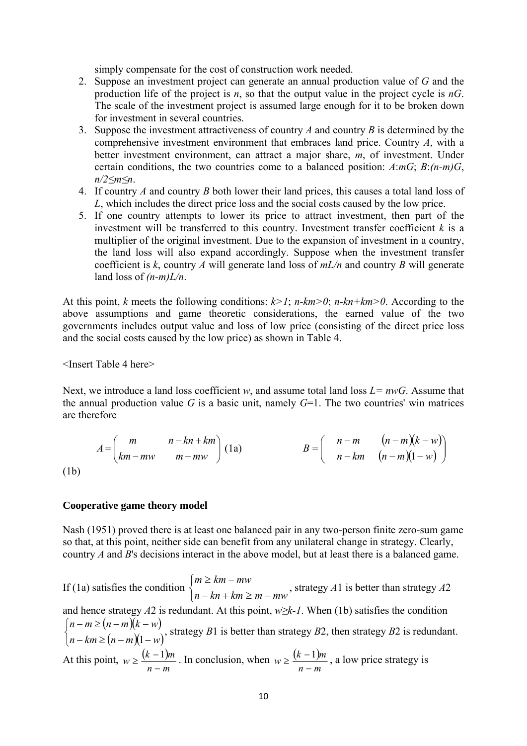simply compensate for the cost of construction work needed.

2. Suppose an investment project can generate an annual production value of $G$ and the production life of the project is $n$, so that the output value in the project cycle is $nG$. The scale of the investment project is assumed large enough for it to be broken down for investment in several countries.
3. Suppose the investment attractiveness of country $A$ and country $B$ is determined by the comprehensive investment environment that embraces land price. Country $A$, with a better investment environment, can attract a major share, $m$, of investment. Under certain conditions, the two countries come to a balanced position: $A$:$mG$; $B$:$(n-m)G$, $n/2 \leq m \leq n$.
4. If country $A$ and country $B$ both lower their land prices, this causes a total land loss of $L$, which includes the direct price loss and the social costs caused by the low price.
5. If one country attempts to lower its price to attract investment, then part of the investment will be transferred to this country. Investment transfer coefficient $k$ is a multiplier of the original investment. Due to the expansion of investment in a country, the land loss will also expand accordingly. Suppose when the investment transfer coefficient is $k$, country $A$ will generate land loss of $mL/n$ and country $B$ will generate land loss of $(n-m)L/n$.

At this point, $k$ meets the following conditions: $k>1$; $n-km>0$; $n-kn+km>0$. According to the above assumptions and game theoretic considerations, the earned value of the two governments includes output value and loss of low price (consisting of the direct price loss and the social costs caused by the low price) as shown in Table 4.

<Insert Table 4 here>

Next, we introduce a land loss coefficient $w$, and assume total land loss $L= nwG$. Assume that the annual production value $G$ is a basic unit, namely $G$=1. The two countries' win matrices are therefore

$$A = \begin{pmatrix} m & n-kn+km \\ km-mw & m-mw \end{pmatrix} \text{ (1a)} \qquad\qquad B = \begin{pmatrix} n-m & (n-m)(k-w) \\ n-km & (n-m)(1-w) \end{pmatrix}$$

(1b)

### Cooperative game theory model

Nash (1951) proved there is at least one balanced pair in any two-person finite zero-sum game so that, at this point, neither side can benefit from any unilateral change in strategy. Clearly, country $A$ and $B$'s decisions interact in the above model, but at least there is a balanced game.

If (1a) satisfies the condition $\begin{cases} m \geq km - mw \\ n - kn + km \geq m - mw \end{cases}$, strategy $A1$ is better than strategy $A2$ and hence strategy $A2$ is redundant. At this point, $w \geq k-1$. When (1b) satisfies the condition $\begin{cases} n-m \geq (n-m)(k-w) \\ n-km \geq (n-m)(1-w) \end{cases}$, strategy $B1$ is better than strategy $B2$, then strategy $B2$ is redundant. At this point, $w \geq \frac{(k-1)m}{n-m}$. In conclusion, when $w \geq \frac{(k-1)m}{n-m}$, a low price strategy is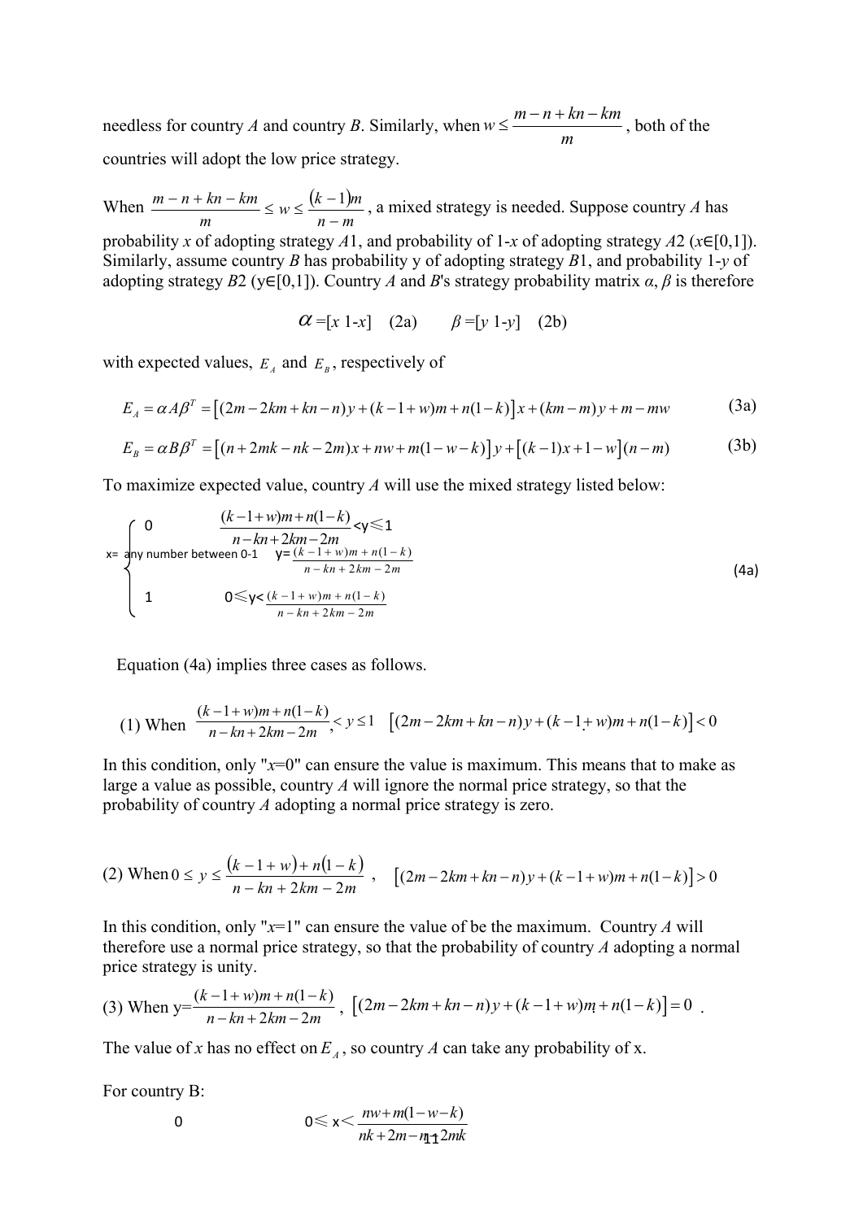needless for country $A$ and country $B$. Similarly, when $w \leq \frac{m-n+kn-km}{m}$, both of the countries will adopt the low price strategy.

When $\frac{m-n+kn-km}{m} \leq w \leq \frac{(k-1)m}{n-m}$, a mixed strategy is needed. Suppose country $A$ has probability $x$ of adopting strategy $A1$, and probability of $1-x$ of adopting strategy $A2$ ($x \in [0,1]$). Similarly, assume country $B$ has probability y of adopting strategy $B1$, and probability $1-y$ of adopting strategy $B2$ ($y \in [0,1]$). Country $A$ and $B$'s strategy probability matrix $\alpha$, $\beta$ is therefore

$$\alpha = [x \;\; 1\text{-}x] \quad (2a) \qquad \beta = [y \;\; 1\text{-}y] \quad (2b)$$

with expected values, $E_A$ and $E_B$, respectively of

$$E_A = \alpha A \beta^T = \left[(2m - 2km + kn - n)y + (k - 1 + w)m + n(1-k)\right]x + (km - m)y + m - mw \tag{3a}$$

$$E_B = \alpha B \beta^T = \left[(n + 2mk - nk - 2m)x + nw + m(1 - w - k)\right]y + \left[(k-1)x + 1 - w\right](n - m) \tag{3b}$$

To maximize expected value, country $A$ will use the mixed strategy listed below:

$$x = \begin{cases} 0 & \frac{(k-1+w)m+n(1-k)}{n-kn+2km-2m} < y \leq 1 \\ \text{any number between 0-1} & y = \frac{(k-1+w)m+n(1-k)}{n-kn+2km-2m} \\ 1 & 0 \leq y < \frac{(k-1+w)m+n(1-k)}{n-kn+2km-2m} \end{cases} \tag{4a}$$

Equation (4a) implies three cases as follows.

(1) When $\frac{(k-1+w)m+n(1-k)}{n-kn+2km-2m} < y \leq 1$ $\left[(2m-2km+kn-n)y+(k-1+w)m+n(1-k)\right] < 0$

In this condition, only "$x$=0" can ensure the value is maximum. This means that to make as large a value as possible, country $A$ will ignore the normal price strategy, so that the probability of country $A$ adopting a normal price strategy is zero.

(2) When $0 \leq y \leq \frac{(k-1+w)+n(1-k)}{n-kn+2km-2m}$, $\left[(2m-2km+kn-n)y+(k-1+w)m+n(1-k)\right] > 0$

In this condition, only "$x$=1" can ensure the value of be the maximum. Country $A$ will therefore use a normal price strategy, so that the probability of country $A$ adopting a normal price strategy is unity.

(3) When $y = \frac{(k-1+w)m+n(1-k)}{n-kn+2km-2m}$, $\left[(2m-2km+kn-n)y+(k-1+w)m+n(1-k)\right] = 0$.

The value of $x$ has no effect on $E_A$, so country $A$ can take any probability of x.

For country B:

$$0 \qquad 0 \leq x < \frac{nw+m(1-w-k)}{nk+2m-n-2mk}$$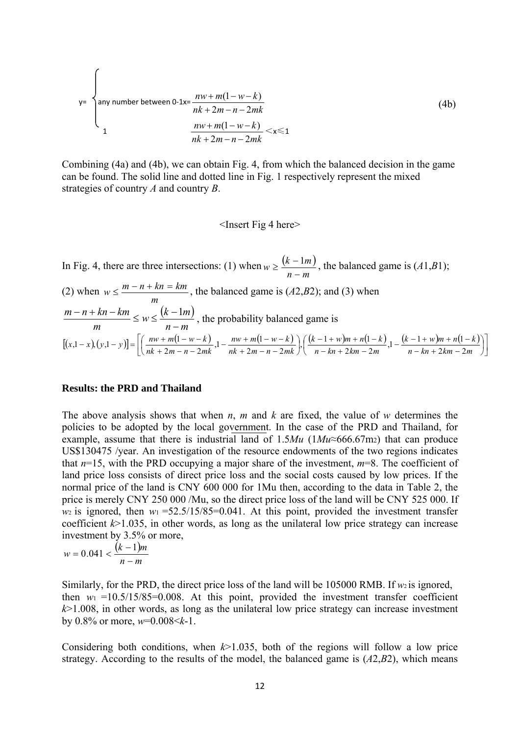$$
y = \begin{cases} \text{any number between 0-1} & x = \dfrac{nw + m(1-w-k)}{nk + 2m - n - 2mk} \\ 1 & \dfrac{nw + m(1-w-k)}{nk + 2m - n - 2mk} < x \leq 1 \end{cases} \tag{4b}
$$

Combining (4a) and (4b), we can obtain Fig. 4, from which the balanced decision in the game can be found. The solid line and dotted line in Fig. 1 respectively represent the mixed strategies of country *A* and country *B*.

<Insert Fig 4 here>

In Fig. 4, there are three intersections: (1) when $w \geq \dfrac{(k-1m)}{n-m}$, the balanced game is (*A*1,*B*1); (2) when $w \leq \dfrac{m - n + kn = km}{m}$, the balanced game is (*A*2,*B*2); and (3) when $\dfrac{m - n + kn - km}{m} \leq w \leq \dfrac{(k-1m)}{n-m}$, the probability balanced game is

$$
[(x, 1-x), (y, 1-y)] = \left[\left(\frac{nw + m(1-w-k)}{nk + 2m - n - 2mk}, 1 - \frac{nw + m(1-w-k)}{nk + 2m - n - 2mk}\right), \left(\frac{(k-1+w)m + n(1-k)}{n - kn + 2km - 2m}, 1 - \frac{(k-1+w)m + n(1-k)}{n - kn + 2km - 2m}\right)\right]
$$

## Results: the PRD and Thailand

The above analysis shows that when *n*, *m* and *k* are fixed, the value of *w* determines the policies to be adopted by the local government. In the case of the PRD and Thailand, for example, assume that there is industrial land of 1.5*Mu* (1*Mu*≈666.67m2) that can produce US$130475 /year. An investigation of the resource endowments of the two regions indicates that *n*=15, with the PRD occupying a major share of the investment, *m*=8. The coefficient of land price loss consists of direct price loss and the social costs caused by low prices. If the normal price of the land is CNY 600 000 for 1Mu then, according to the data in Table 2, the price is merely CNY 250 000 /Mu, so the direct price loss of the land will be CNY 525 000. If $w_2$ is ignored, then $w_1$ =52.5/15/85=0.041. At this point, provided the investment transfer coefficient *k*>1.035, in other words, as long as the unilateral low price strategy can increase investment by 3.5% or more,

$$
w = 0.041 < \frac{(k-1)m}{n-m}
$$

Similarly, for the PRD, the direct price loss of the land will be 105000 RMB. If $w_2$ is ignored, then $w_1$ =10.5/15/85=0.008. At this point, provided the investment transfer coefficient *k*>1.008, in other words, as long as the unilateral low price strategy can increase investment by 0.8% or more, *w*=0.008<*k*-1.

Considering both conditions, when *k*>1.035, both of the regions will follow a low price strategy. According to the results of the model, the balanced game is (*A*2,*B*2), which means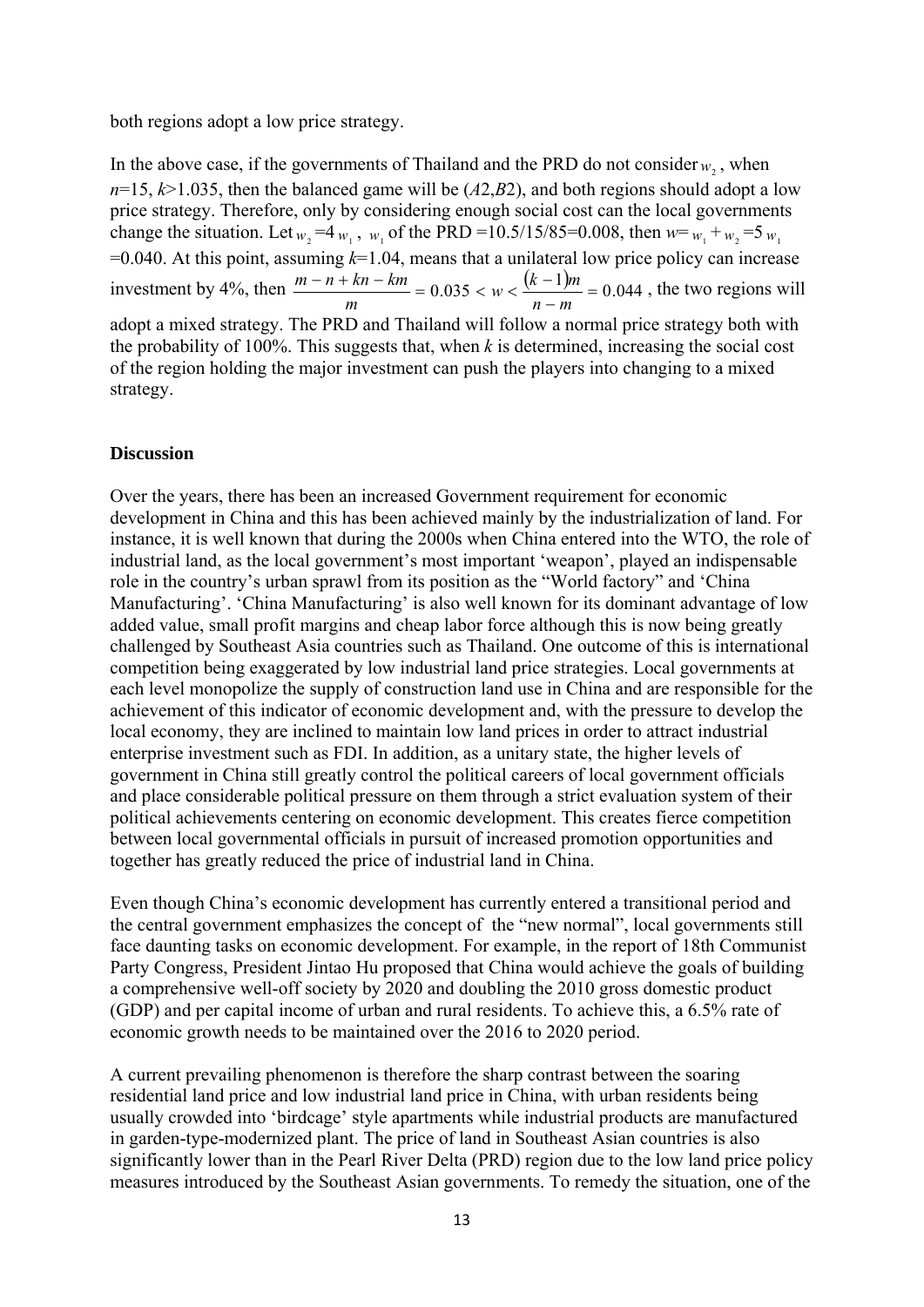both regions adopt a low price strategy.

In the above case, if the governments of Thailand and the PRD do not consider $w_2$, when $n$=15, $k$>1.035, then the balanced game will be ($A$2,$B$2), and both regions should adopt a low price strategy. Therefore, only by considering enough social cost can the local governments change the situation. Let $w_2 = 4w_1$, $w_1$ of the PRD =10.5/15/85=0.008, then $w = w_1 + w_2 = 5w_1$ =0.040. At this point, assuming $k$=1.04, means that a unilateral low price policy can increase investment by 4%, then $\frac{m-n+kn-km}{m} = 0.035 < w < \frac{(k-1)m}{n-m} = 0.044$, the two regions will adopt a mixed strategy. The PRD and Thailand will follow a normal price strategy both with the probability of 100%. This suggests that, when $k$ is determined, increasing the social cost of the region holding the major investment can push the players into changing to a mixed strategy.

**Discussion**

Over the years, there has been an increased Government requirement for economic development in China and this has been achieved mainly by the industrialization of land. For instance, it is well known that during the 2000s when China entered into the WTO, the role of industrial land, as the local government's most important 'weapon', played an indispensable role in the country's urban sprawl from its position as the "World factory" and 'China Manufacturing'. 'China Manufacturing' is also well known for its dominant advantage of low added value, small profit margins and cheap labor force although this is now being greatly challenged by Southeast Asia countries such as Thailand. One outcome of this is international competition being exaggerated by low industrial land price strategies. Local governments at each level monopolize the supply of construction land use in China and are responsible for the achievement of this indicator of economic development and, with the pressure to develop the local economy, they are inclined to maintain low land prices in order to attract industrial enterprise investment such as FDI. In addition, as a unitary state, the higher levels of government in China still greatly control the political careers of local government officials and place considerable political pressure on them through a strict evaluation system of their political achievements centering on economic development. This creates fierce competition between local governmental officials in pursuit of increased promotion opportunities and together has greatly reduced the price of industrial land in China.

Even though China's economic development has currently entered a transitional period and the central government emphasizes the concept of the "new normal", local governments still face daunting tasks on economic development. For example, in the report of 18th Communist Party Congress, President Jintao Hu proposed that China would achieve the goals of building a comprehensive well-off society by 2020 and doubling the 2010 gross domestic product (GDP) and per capital income of urban and rural residents. To achieve this, a 6.5% rate of economic growth needs to be maintained over the 2016 to 2020 period.

A current prevailing phenomenon is therefore the sharp contrast between the soaring residential land price and low industrial land price in China, with urban residents being usually crowded into 'birdcage' style apartments while industrial products are manufactured in garden-type-modernized plant. The price of land in Southeast Asian countries is also significantly lower than in the Pearl River Delta (PRD) region due to the low land price policy measures introduced by the Southeast Asian governments. To remedy the situation, one of the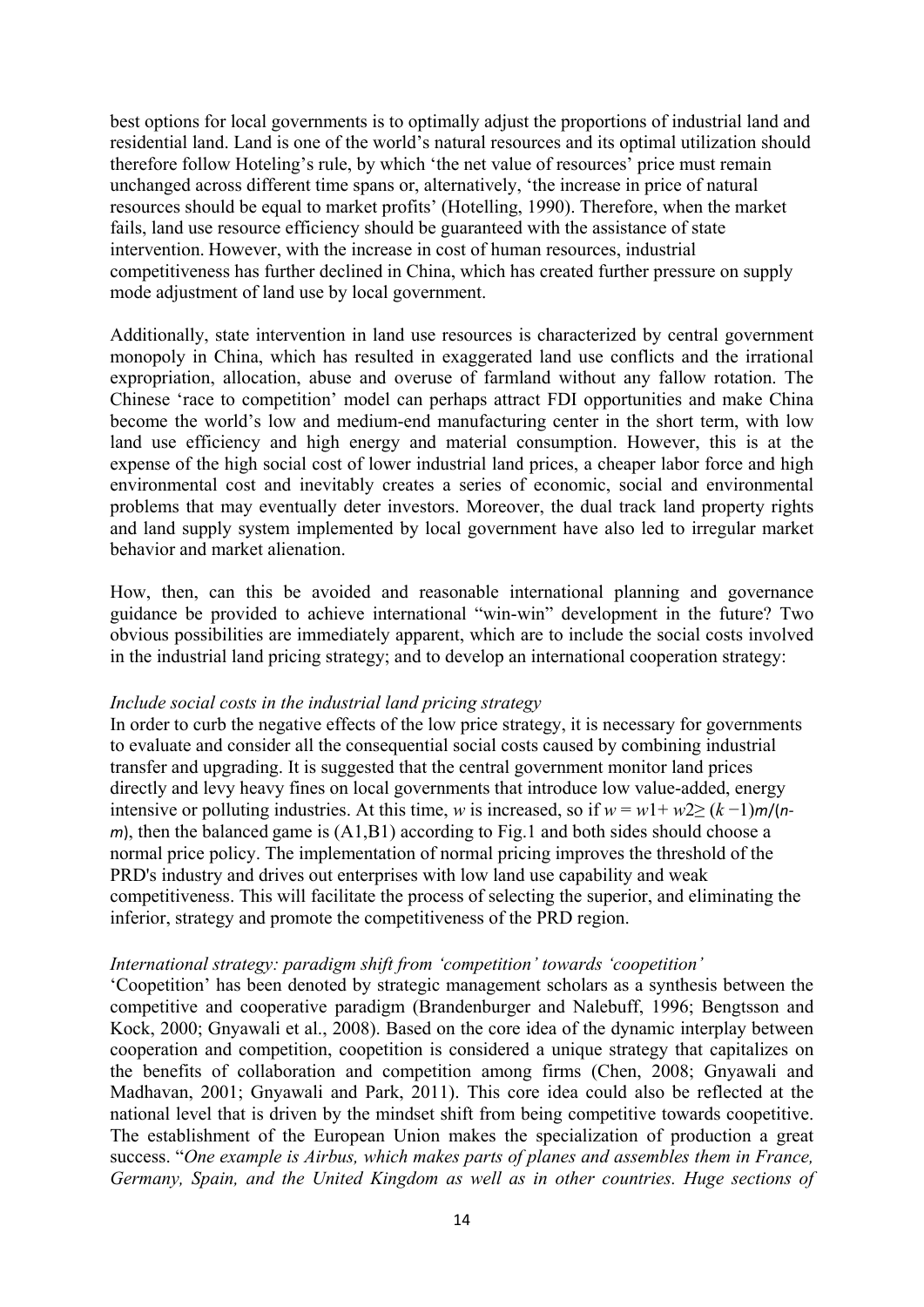best options for local governments is to optimally adjust the proportions of industrial land and residential land. Land is one of the world's natural resources and its optimal utilization should therefore follow Hoteling's rule, by which 'the net value of resources' price must remain unchanged across different time spans or, alternatively, 'the increase in price of natural resources should be equal to market profits' (Hotelling, 1990). Therefore, when the market fails, land use resource efficiency should be guaranteed with the assistance of state intervention. However, with the increase in cost of human resources, industrial competitiveness has further declined in China, which has created further pressure on supply mode adjustment of land use by local government.

Additionally, state intervention in land use resources is characterized by central government monopoly in China, which has resulted in exaggerated land use conflicts and the irrational expropriation, allocation, abuse and overuse of farmland without any fallow rotation. The Chinese 'race to competition' model can perhaps attract FDI opportunities and make China become the world's low and medium-end manufacturing center in the short term, with low land use efficiency and high energy and material consumption. However, this is at the expense of the high social cost of lower industrial land prices, a cheaper labor force and high environmental cost and inevitably creates a series of economic, social and environmental problems that may eventually deter investors. Moreover, the dual track land property rights and land supply system implemented by local government have also led to irregular market behavior and market alienation.

How, then, can this be avoided and reasonable international planning and governance guidance be provided to achieve international "win-win" development in the future? Two obvious possibilities are immediately apparent, which are to include the social costs involved in the industrial land pricing strategy; and to develop an international cooperation strategy:

*Include social costs in the industrial land pricing strategy*

In order to curb the negative effects of the low price strategy, it is necessary for governments to evaluate and consider all the consequential social costs caused by combining industrial transfer and upgrading. It is suggested that the central government monitor land prices directly and levy heavy fines on local governments that introduce low value-added, energy intensive or polluting industries. At this time, $w$ is increased, so if $w = w1 + w2 \geq (k-1)m/(n-m)$, then the balanced game is (A1,B1) according to Fig.1 and both sides should choose a normal price policy. The implementation of normal pricing improves the threshold of the PRD's industry and drives out enterprises with low land use capability and weak competitiveness. This will facilitate the process of selecting the superior, and eliminating the inferior, strategy and promote the competitiveness of the PRD region.

*International strategy: paradigm shift from 'competition' towards 'coopetition'*

'Coopetition' has been denoted by strategic management scholars as a synthesis between the competitive and cooperative paradigm (Brandenburger and Nalebuff, 1996; Bengtsson and Kock, 2000; Gnyawali et al., 2008). Based on the core idea of the dynamic interplay between cooperation and competition, coopetition is considered a unique strategy that capitalizes on the benefits of collaboration and competition among firms (Chen, 2008; Gnyawali and Madhavan, 2001; Gnyawali and Park, 2011). This core idea could also be reflected at the national level that is driven by the mindset shift from being competitive towards coopetitive. The establishment of the European Union makes the specialization of production a great success. "*One example is Airbus, which makes parts of planes and assembles them in France, Germany, Spain, and the United Kingdom as well as in other countries. Huge sections of*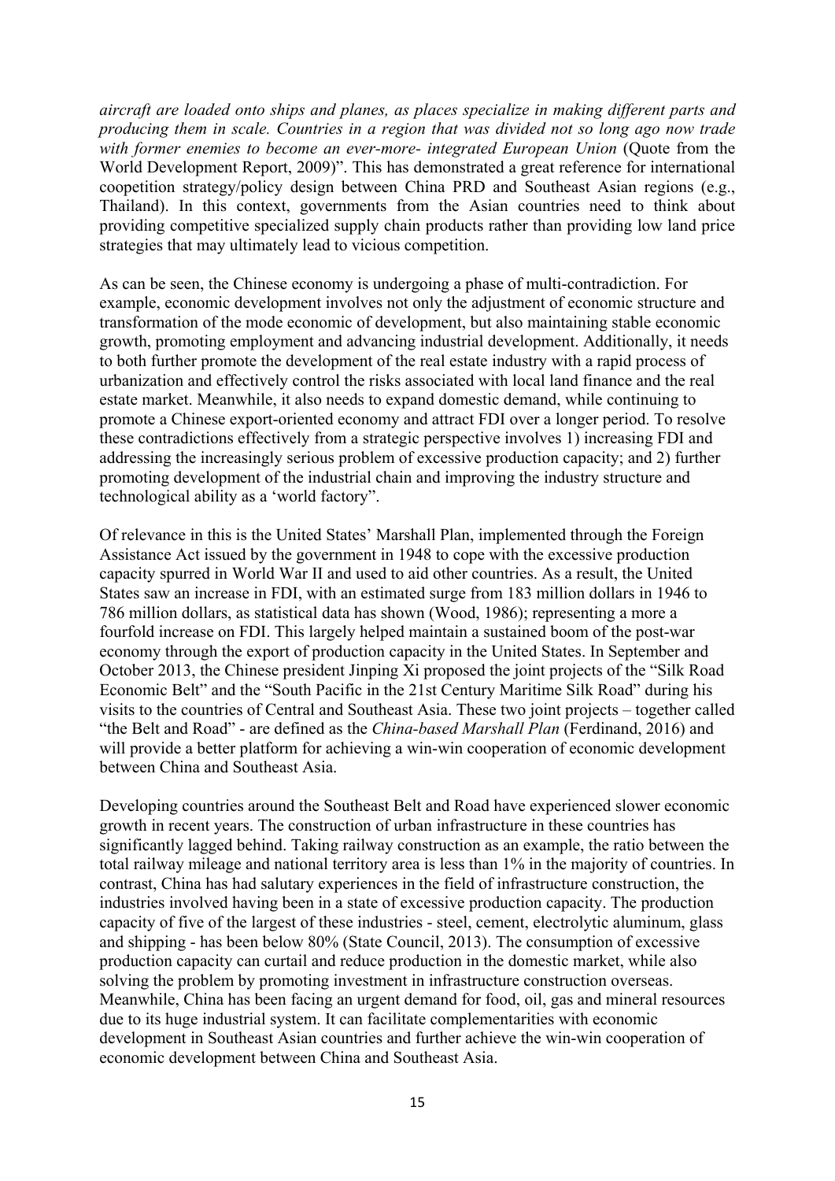*aircraft are loaded onto ships and planes, as places specialize in making different parts and producing them in scale. Countries in a region that was divided not so long ago now trade with former enemies to become an ever-more- integrated European Union* (Quote from the World Development Report, 2009)". This has demonstrated a great reference for international coopetition strategy/policy design between China PRD and Southeast Asian regions (e.g., Thailand). In this context, governments from the Asian countries need to think about providing competitive specialized supply chain products rather than providing low land price strategies that may ultimately lead to vicious competition.

As can be seen, the Chinese economy is undergoing a phase of multi-contradiction. For example, economic development involves not only the adjustment of economic structure and transformation of the mode economic of development, but also maintaining stable economic growth, promoting employment and advancing industrial development. Additionally, it needs to both further promote the development of the real estate industry with a rapid process of urbanization and effectively control the risks associated with local land finance and the real estate market. Meanwhile, it also needs to expand domestic demand, while continuing to promote a Chinese export-oriented economy and attract FDI over a longer period. To resolve these contradictions effectively from a strategic perspective involves 1) increasing FDI and addressing the increasingly serious problem of excessive production capacity; and 2) further promoting development of the industrial chain and improving the industry structure and technological ability as a 'world factory".

Of relevance in this is the United States' Marshall Plan, implemented through the Foreign Assistance Act issued by the government in 1948 to cope with the excessive production capacity spurred in World War II and used to aid other countries. As a result, the United States saw an increase in FDI, with an estimated surge from 183 million dollars in 1946 to 786 million dollars, as statistical data has shown (Wood, 1986); representing a more a fourfold increase on FDI. This largely helped maintain a sustained boom of the post-war economy through the export of production capacity in the United States. In September and October 2013, the Chinese president Jinping Xi proposed the joint projects of the "Silk Road Economic Belt" and the "South Pacific in the 21st Century Maritime Silk Road" during his visits to the countries of Central and Southeast Asia. These two joint projects – together called "the Belt and Road" - are defined as the *China-based Marshall Plan* (Ferdinand, 2016) and will provide a better platform for achieving a win-win cooperation of economic development between China and Southeast Asia.

Developing countries around the Southeast Belt and Road have experienced slower economic growth in recent years. The construction of urban infrastructure in these countries has significantly lagged behind. Taking railway construction as an example, the ratio between the total railway mileage and national territory area is less than 1% in the majority of countries. In contrast, China has had salutary experiences in the field of infrastructure construction, the industries involved having been in a state of excessive production capacity. The production capacity of five of the largest of these industries - steel, cement, electrolytic aluminum, glass and shipping - has been below 80% (State Council, 2013). The consumption of excessive production capacity can curtail and reduce production in the domestic market, while also solving the problem by promoting investment in infrastructure construction overseas. Meanwhile, China has been facing an urgent demand for food, oil, gas and mineral resources due to its huge industrial system. It can facilitate complementarities with economic development in Southeast Asian countries and further achieve the win-win cooperation of economic development between China and Southeast Asia.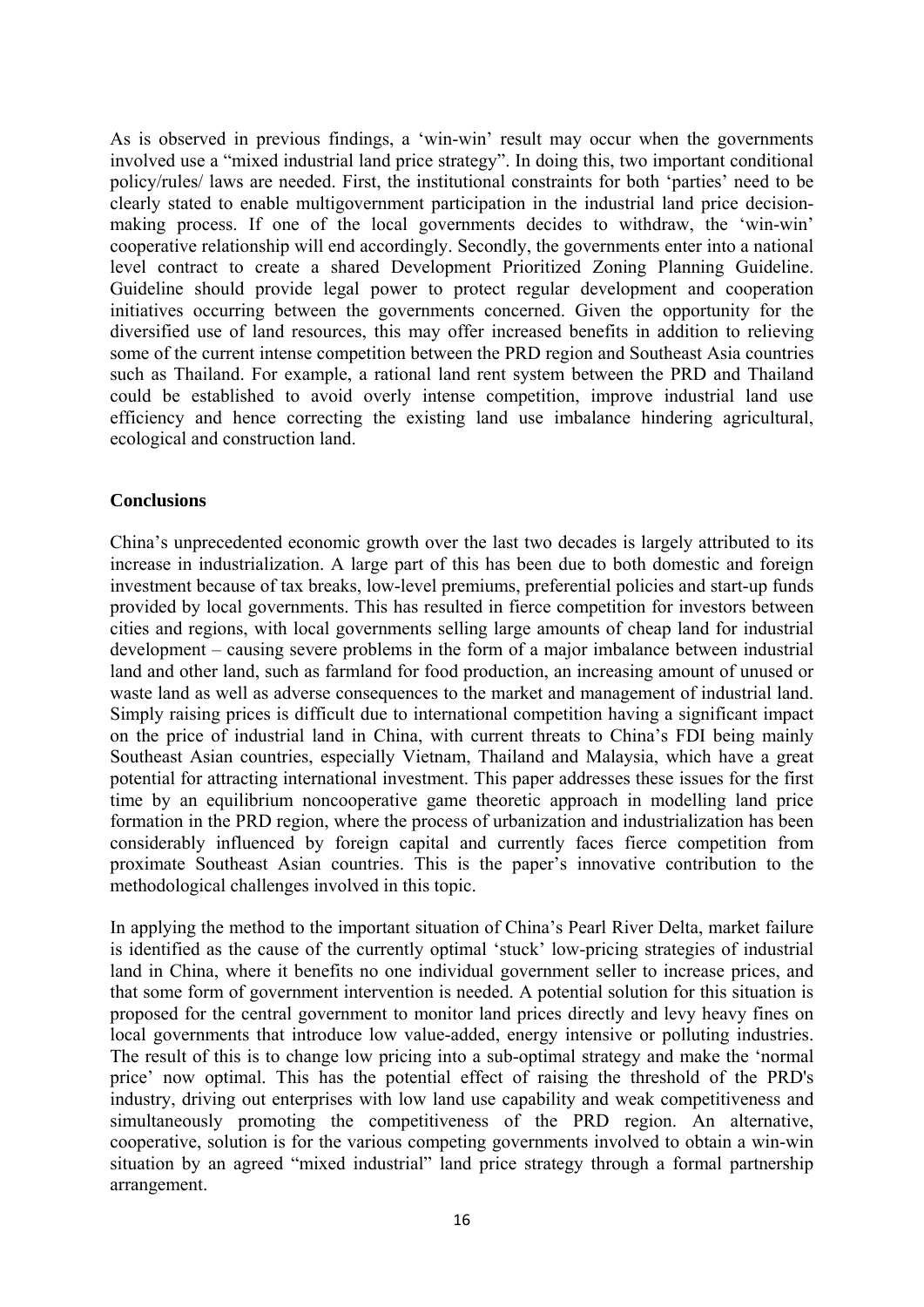As is observed in previous findings, a 'win-win' result may occur when the governments involved use a "mixed industrial land price strategy". In doing this, two important conditional policy/rules/ laws are needed. First, the institutional constraints for both 'parties' need to be clearly stated to enable multigovernment participation in the industrial land price decision-making process. If one of the local governments decides to withdraw, the 'win-win' cooperative relationship will end accordingly. Secondly, the governments enter into a national level contract to create a shared Development Prioritized Zoning Planning Guideline. Guideline should provide legal power to protect regular development and cooperation initiatives occurring between the governments concerned. Given the opportunity for the diversified use of land resources, this may offer increased benefits in addition to relieving some of the current intense competition between the PRD region and Southeast Asia countries such as Thailand. For example, a rational land rent system between the PRD and Thailand could be established to avoid overly intense competition, improve industrial land use efficiency and hence correcting the existing land use imbalance hindering agricultural, ecological and construction land.

## Conclusions

China's unprecedented economic growth over the last two decades is largely attributed to its increase in industrialization. A large part of this has been due to both domestic and foreign investment because of tax breaks, low-level premiums, preferential policies and start-up funds provided by local governments. This has resulted in fierce competition for investors between cities and regions, with local governments selling large amounts of cheap land for industrial development – causing severe problems in the form of a major imbalance between industrial land and other land, such as farmland for food production, an increasing amount of unused or waste land as well as adverse consequences to the market and management of industrial land. Simply raising prices is difficult due to international competition having a significant impact on the price of industrial land in China, with current threats to China's FDI being mainly Southeast Asian countries, especially Vietnam, Thailand and Malaysia, which have a great potential for attracting international investment. This paper addresses these issues for the first time by an equilibrium noncooperative game theoretic approach in modelling land price formation in the PRD region, where the process of urbanization and industrialization has been considerably influenced by foreign capital and currently faces fierce competition from proximate Southeast Asian countries. This is the paper's innovative contribution to the methodological challenges involved in this topic.

In applying the method to the important situation of China's Pearl River Delta, market failure is identified as the cause of the currently optimal 'stuck' low-pricing strategies of industrial land in China, where it benefits no one individual government seller to increase prices, and that some form of government intervention is needed. A potential solution for this situation is proposed for the central government to monitor land prices directly and levy heavy fines on local governments that introduce low value-added, energy intensive or polluting industries. The result of this is to change low pricing into a sub-optimal strategy and make the 'normal price' now optimal. This has the potential effect of raising the threshold of the PRD's industry, driving out enterprises with low land use capability and weak competitiveness and simultaneously promoting the competitiveness of the PRD region. An alternative, cooperative, solution is for the various competing governments involved to obtain a win-win situation by an agreed "mixed industrial" land price strategy through a formal partnership arrangement.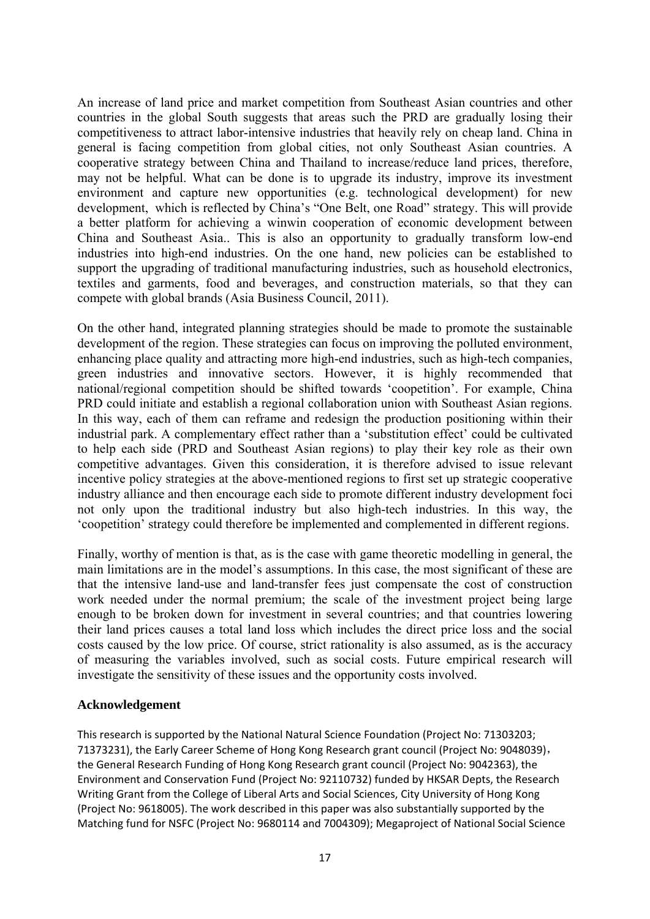An increase of land price and market competition from Southeast Asian countries and other countries in the global South suggests that areas such the PRD are gradually losing their competitiveness to attract labor-intensive industries that heavily rely on cheap land. China in general is facing competition from global cities, not only Southeast Asian countries. A cooperative strategy between China and Thailand to increase/reduce land prices, therefore, may not be helpful. What can be done is to upgrade its industry, improve its investment environment and capture new opportunities (e.g. technological development) for new development, which is reflected by China's "One Belt, one Road" strategy. This will provide a better platform for achieving a winwin cooperation of economic development between China and Southeast Asia.. This is also an opportunity to gradually transform low-end industries into high-end industries. On the one hand, new policies can be established to support the upgrading of traditional manufacturing industries, such as household electronics, textiles and garments, food and beverages, and construction materials, so that they can compete with global brands (Asia Business Council, 2011).

On the other hand, integrated planning strategies should be made to promote the sustainable development of the region. These strategies can focus on improving the polluted environment, enhancing place quality and attracting more high-end industries, such as high-tech companies, green industries and innovative sectors. However, it is highly recommended that national/regional competition should be shifted towards 'coopetition'. For example, China PRD could initiate and establish a regional collaboration union with Southeast Asian regions. In this way, each of them can reframe and redesign the production positioning within their industrial park. A complementary effect rather than a 'substitution effect' could be cultivated to help each side (PRD and Southeast Asian regions) to play their key role as their own competitive advantages. Given this consideration, it is therefore advised to issue relevant incentive policy strategies at the above-mentioned regions to first set up strategic cooperative industry alliance and then encourage each side to promote different industry development foci not only upon the traditional industry but also high-tech industries. In this way, the 'coopetition' strategy could therefore be implemented and complemented in different regions.

Finally, worthy of mention is that, as is the case with game theoretic modelling in general, the main limitations are in the model's assumptions. In this case, the most significant of these are that the intensive land-use and land-transfer fees just compensate the cost of construction work needed under the normal premium; the scale of the investment project being large enough to be broken down for investment in several countries; and that countries lowering their land prices causes a total land loss which includes the direct price loss and the social costs caused by the low price. Of course, strict rationality is also assumed, as is the accuracy of measuring the variables involved, such as social costs. Future empirical research will investigate the sensitivity of these issues and the opportunity costs involved.

## Acknowledgement

This research is supported by the National Natural Science Foundation (Project No: 71303203; 71373231), the Early Career Scheme of Hong Kong Research grant council (Project No: 9048039), the General Research Funding of Hong Kong Research grant council (Project No: 9042363), the Environment and Conservation Fund (Project No: 92110732) funded by HKSAR Depts, the Research Writing Grant from the College of Liberal Arts and Social Sciences, City University of Hong Kong (Project No: 9618005). The work described in this paper was also substantially supported by the Matching fund for NSFC (Project No: 9680114 and 7004309); Megaproject of National Social Science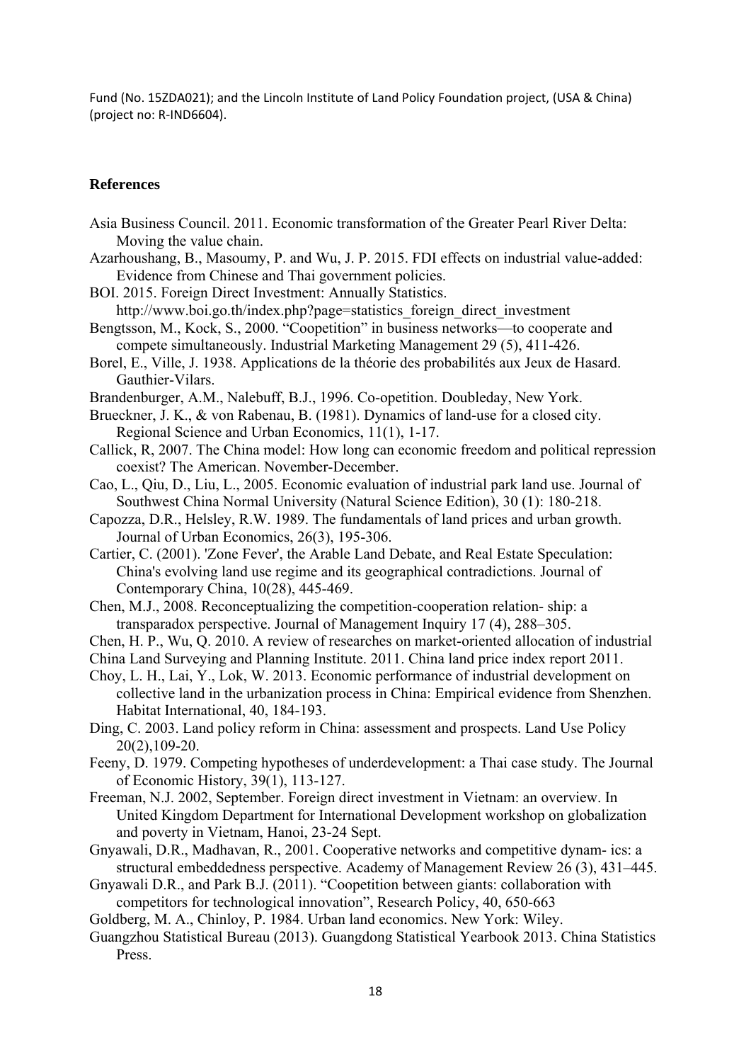Fund (No. 15ZDA021); and the Lincoln Institute of Land Policy Foundation project, (USA & China) (project no: R-IND6604).

## References

Asia Business Council. 2011. Economic transformation of the Greater Pearl River Delta: Moving the value chain.

Azarhoushang, B., Masoumy, P. and Wu, J. P. 2015. FDI effects on industrial value-added: Evidence from Chinese and Thai government policies.

BOI. 2015. Foreign Direct Investment: Annually Statistics. http://www.boi.go.th/index.php?page=statistics_foreign_direct_investment

Bengtsson, M., Kock, S., 2000. "Coopetition" in business networks—to cooperate and compete simultaneously. Industrial Marketing Management 29 (5), 411-426.

Borel, E., Ville, J. 1938. Applications de la théorie des probabilités aux Jeux de Hasard. Gauthier-Vilars.

Brandenburger, A.M., Nalebuff, B.J., 1996. Co-opetition. Doubleday, New York.

Brueckner, J. K., & von Rabenau, B. (1981). Dynamics of land-use for a closed city. Regional Science and Urban Economics, 11(1), 1-17.

Callick, R, 2007. The China model: How long can economic freedom and political repression coexist? The American. November-December.

Cao, L., Qiu, D., Liu, L., 2005. Economic evaluation of industrial park land use. Journal of Southwest China Normal University (Natural Science Edition), 30 (1): 180-218.

Capozza, D.R., Helsley, R.W. 1989. The fundamentals of land prices and urban growth. Journal of Urban Economics, 26(3), 195-306.

Cartier, C. (2001). 'Zone Fever', the Arable Land Debate, and Real Estate Speculation: China's evolving land use regime and its geographical contradictions. Journal of Contemporary China, 10(28), 445-469.

Chen, M.J., 2008. Reconceptualizing the competition-cooperation relation- ship: a transparadox perspective. Journal of Management Inquiry 17 (4), 288–305.

Chen, H. P., Wu, Q. 2010. A review of researches on market-oriented allocation of industrial

China Land Surveying and Planning Institute. 2011. China land price index report 2011.

Choy, L. H., Lai, Y., Lok, W. 2013. Economic performance of industrial development on collective land in the urbanization process in China: Empirical evidence from Shenzhen. Habitat International, 40, 184-193.

Ding, C. 2003. Land policy reform in China: assessment and prospects. Land Use Policy 20(2),109-20.

Feeny, D. 1979. Competing hypotheses of underdevelopment: a Thai case study. The Journal of Economic History, 39(1), 113-127.

Freeman, N.J. 2002, September. Foreign direct investment in Vietnam: an overview. In United Kingdom Department for International Development workshop on globalization and poverty in Vietnam, Hanoi, 23-24 Sept.

Gnyawali, D.R., Madhavan, R., 2001. Cooperative networks and competitive dynam- ics: a structural embeddedness perspective. Academy of Management Review 26 (3), 431–445.

Gnyawali D.R., and Park B.J. (2011). "Coopetition between giants: collaboration with competitors for technological innovation", Research Policy, 40, 650-663

Goldberg, M. A., Chinloy, P. 1984. Urban land economics. New York: Wiley.

Guangzhou Statistical Bureau (2013). Guangdong Statistical Yearbook 2013. China Statistics Press.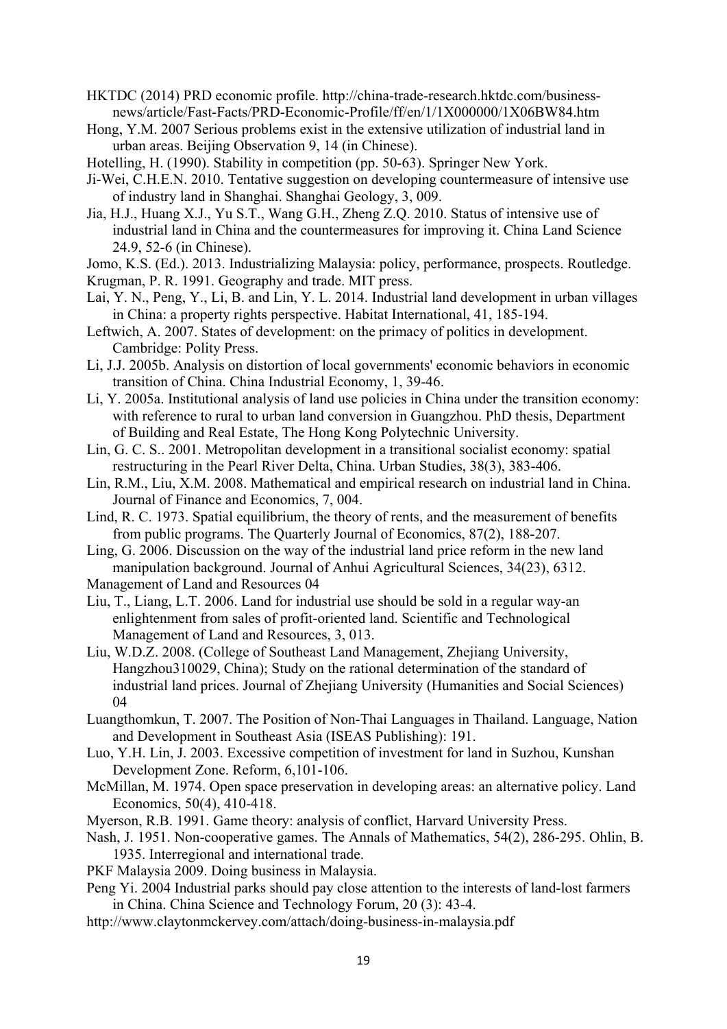HKTDC (2014) PRD economic profile. http://china-trade-research.hktdc.com/business-news/article/Fast-Facts/PRD-Economic-Profile/ff/en/1/1X000000/1X06BW84.htm

Hong, Y.M. 2007 Serious problems exist in the extensive utilization of industrial land in urban areas. Beijing Observation 9, 14 (in Chinese).

Hotelling, H. (1990). Stability in competition (pp. 50-63). Springer New York.

Ji-Wei, C.H.E.N. 2010. Tentative suggestion on developing countermeasure of intensive use of industry land in Shanghai. Shanghai Geology, 3, 009.

Jia, H.J., Huang X.J., Yu S.T., Wang G.H., Zheng Z.Q. 2010. Status of intensive use of industrial land in China and the countermeasures for improving it. China Land Science 24.9, 52-6 (in Chinese).

Jomo, K.S. (Ed.). 2013. Industrializing Malaysia: policy, performance, prospects. Routledge.

Krugman, P. R. 1991. Geography and trade. MIT press.

Lai, Y. N., Peng, Y., Li, B. and Lin, Y. L. 2014. Industrial land development in urban villages in China: a property rights perspective. Habitat International, 41, 185-194.

Leftwich, A. 2007. States of development: on the primacy of politics in development. Cambridge: Polity Press.

Li, J.J. 2005b. Analysis on distortion of local governments' economic behaviors in economic transition of China. China Industrial Economy, 1, 39-46.

Li, Y. 2005a. Institutional analysis of land use policies in China under the transition economy: with reference to rural to urban land conversion in Guangzhou. PhD thesis, Department of Building and Real Estate, The Hong Kong Polytechnic University.

Lin, G. C. S.. 2001. Metropolitan development in a transitional socialist economy: spatial restructuring in the Pearl River Delta, China. Urban Studies, 38(3), 383-406.

Lin, R.M., Liu, X.M. 2008. Mathematical and empirical research on industrial land in China. Journal of Finance and Economics, 7, 004.

Lind, R. C. 1973. Spatial equilibrium, the theory of rents, and the measurement of benefits from public programs. The Quarterly Journal of Economics, 87(2), 188-207.

Ling, G. 2006. Discussion on the way of the industrial land price reform in the new land manipulation background. Journal of Anhui Agricultural Sciences, 34(23), 6312.

Management of Land and Resources 04

Liu, T., Liang, L.T. 2006. Land for industrial use should be sold in a regular way-an enlightenment from sales of profit-oriented land. Scientific and Technological Management of Land and Resources, 3, 013.

Liu, W.D.Z. 2008. (College of Southeast Land Management, Zhejiang University, Hangzhou310029, China); Study on the rational determination of the standard of industrial land prices. Journal of Zhejiang University (Humanities and Social Sciences) 04

Luangthomkun, T. 2007. The Position of Non-Thai Languages in Thailand. Language, Nation and Development in Southeast Asia (ISEAS Publishing): 191.

Luo, Y.H. Lin, J. 2003. Excessive competition of investment for land in Suzhou, Kunshan Development Zone. Reform, 6,101-106.

McMillan, M. 1974. Open space preservation in developing areas: an alternative policy. Land Economics, 50(4), 410-418.

Myerson, R.B. 1991. Game theory: analysis of conflict, Harvard University Press.

Nash, J. 1951. Non-cooperative games. The Annals of Mathematics, 54(2), 286-295. Ohlin, B. 1935. Interregional and international trade.

PKF Malaysia 2009. Doing business in Malaysia.

Peng Yi. 2004 Industrial parks should pay close attention to the interests of land-lost farmers in China. China Science and Technology Forum, 20 (3): 43-4.

http://www.claytonmckervey.com/attach/doing-business-in-malaysia.pdf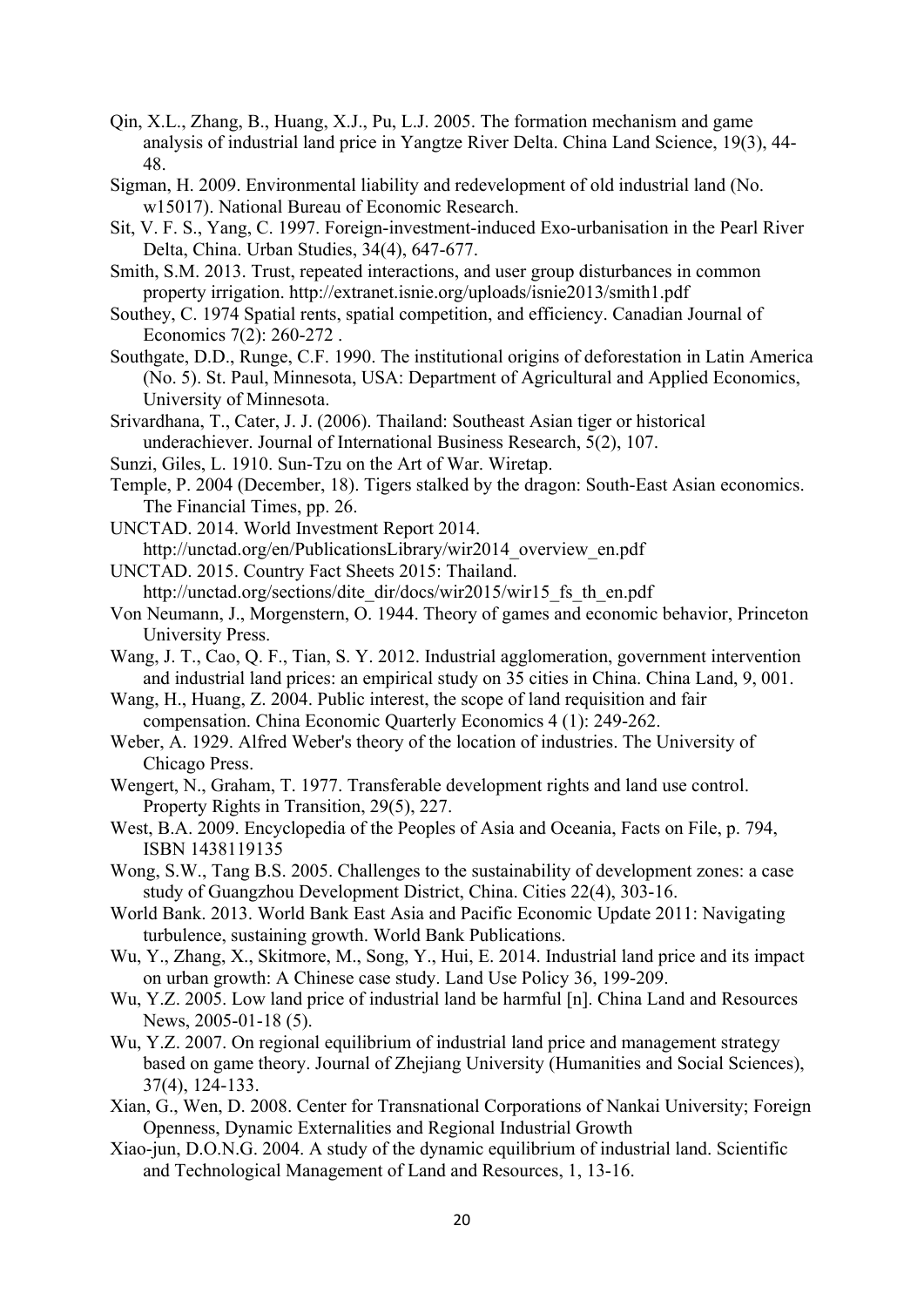Qin, X.L., Zhang, B., Huang, X.J., Pu, L.J. 2005. The formation mechanism and game analysis of industrial land price in Yangtze River Delta. China Land Science, 19(3), 44-48.

Sigman, H. 2009. Environmental liability and redevelopment of old industrial land (No. w15017). National Bureau of Economic Research.

Sit, V. F. S., Yang, C. 1997. Foreign-investment-induced Exo-urbanisation in the Pearl River Delta, China. Urban Studies, 34(4), 647-677.

Smith, S.M. 2013. Trust, repeated interactions, and user group disturbances in common property irrigation. http://extranet.isnie.org/uploads/isnie2013/smith1.pdf

Southey, C. 1974 Spatial rents, spatial competition, and efficiency. Canadian Journal of Economics 7(2): 260-272 .

Southgate, D.D., Runge, C.F. 1990. The institutional origins of deforestation in Latin America (No. 5). St. Paul, Minnesota, USA: Department of Agricultural and Applied Economics, University of Minnesota.

Srivardhana, T., Cater, J. J. (2006). Thailand: Southeast Asian tiger or historical underachiever. Journal of International Business Research, 5(2), 107.

Sunzi, Giles, L. 1910. Sun-Tzu on the Art of War. Wiretap.

Temple, P. 2004 (December, 18). Tigers stalked by the dragon: South-East Asian economics. The Financial Times, pp. 26.

UNCTAD. 2014. World Investment Report 2014. http://unctad.org/en/PublicationsLibrary/wir2014_overview_en.pdf

UNCTAD. 2015. Country Fact Sheets 2015: Thailand. http://unctad.org/sections/dite_dir/docs/wir2015/wir15_fs_th_en.pdf

Von Neumann, J., Morgenstern, O. 1944. Theory of games and economic behavior, Princeton University Press.

Wang, J. T., Cao, Q. F., Tian, S. Y. 2012. Industrial agglomeration, government intervention and industrial land prices: an empirical study on 35 cities in China. China Land, 9, 001.

Wang, H., Huang, Z. 2004. Public interest, the scope of land requisition and fair compensation. China Economic Quarterly Economics 4 (1): 249-262.

Weber, A. 1929. Alfred Weber's theory of the location of industries. The University of Chicago Press.

Wengert, N., Graham, T. 1977. Transferable development rights and land use control. Property Rights in Transition, 29(5), 227.

West, B.A. 2009. Encyclopedia of the Peoples of Asia and Oceania, Facts on File, p. 794, ISBN 1438119135

Wong, S.W., Tang B.S. 2005. Challenges to the sustainability of development zones: a case study of Guangzhou Development District, China. Cities 22(4), 303-16.

World Bank. 2013. World Bank East Asia and Pacific Economic Update 2011: Navigating turbulence, sustaining growth. World Bank Publications.

Wu, Y., Zhang, X., Skitmore, M., Song, Y., Hui, E. 2014. Industrial land price and its impact on urban growth: A Chinese case study. Land Use Policy 36, 199-209.

Wu, Y.Z. 2005. Low land price of industrial land be harmful [n]. China Land and Resources News, 2005-01-18 (5).

Wu, Y.Z. 2007. On regional equilibrium of industrial land price and management strategy based on game theory. Journal of Zhejiang University (Humanities and Social Sciences), 37(4), 124-133.

Xian, G., Wen, D. 2008. Center for Transnational Corporations of Nankai University; Foreign Openness, Dynamic Externalities and Regional Industrial Growth

Xiao-jun, D.O.N.G. 2004. A study of the dynamic equilibrium of industrial land. Scientific and Technological Management of Land and Resources, 1, 13-16.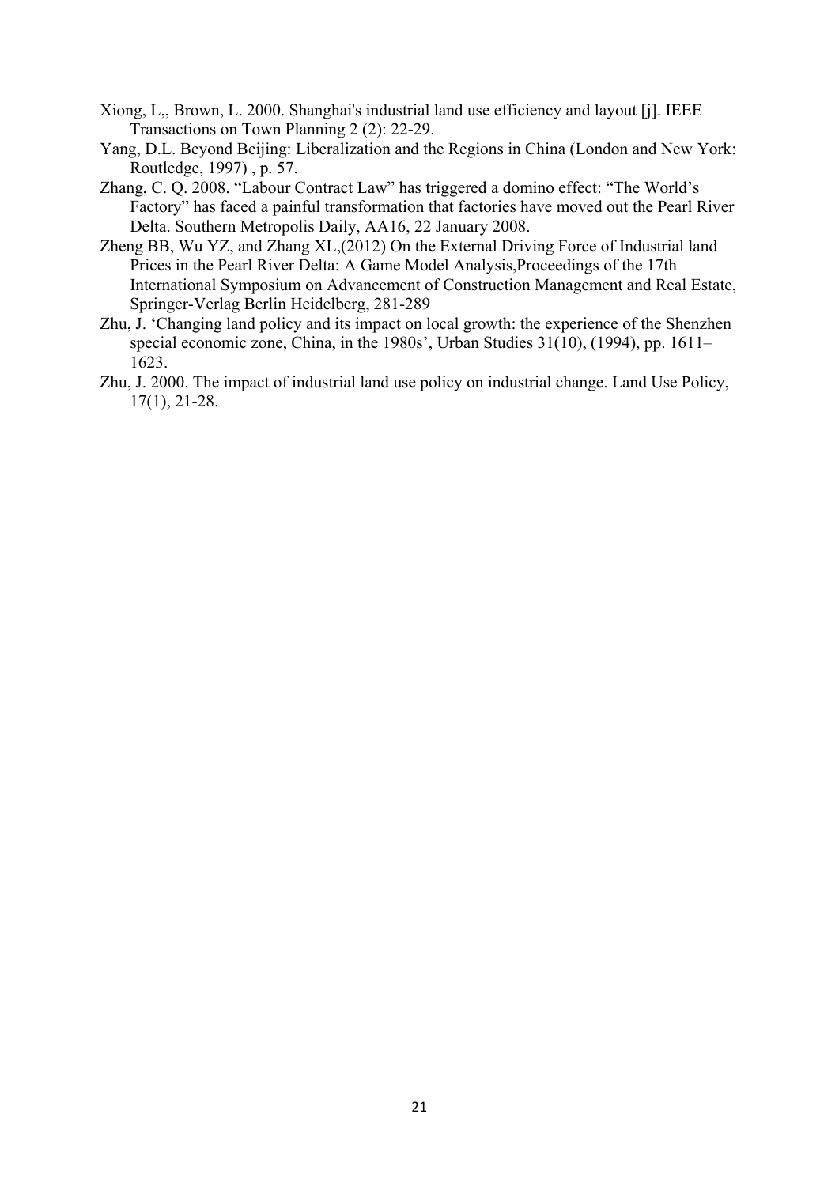Xiong, L,, Brown, L. 2000. Shanghai's industrial land use efficiency and layout [j]. IEEE Transactions on Town Planning 2 (2): 22-29.

Yang, D.L. Beyond Beijing: Liberalization and the Regions in China (London and New York: Routledge, 1997) , p. 57.

Zhang, C. Q. 2008. "Labour Contract Law" has triggered a domino effect: "The World's Factory" has faced a painful transformation that factories have moved out the Pearl River Delta. Southern Metropolis Daily, AA16, 22 January 2008.

Zheng BB, Wu YZ, and Zhang XL,(2012) On the External Driving Force of Industrial land Prices in the Pearl River Delta: A Game Model Analysis,Proceedings of the 17th International Symposium on Advancement of Construction Management and Real Estate, Springer-Verlag Berlin Heidelberg, 281-289

Zhu, J. 'Changing land policy and its impact on local growth: the experience of the Shenzhen special economic zone, China, in the 1980s', Urban Studies 31(10), (1994), pp. 1611–1623.

Zhu, J. 2000. The impact of industrial land use policy on industrial change. Land Use Policy, 17(1), 21-28.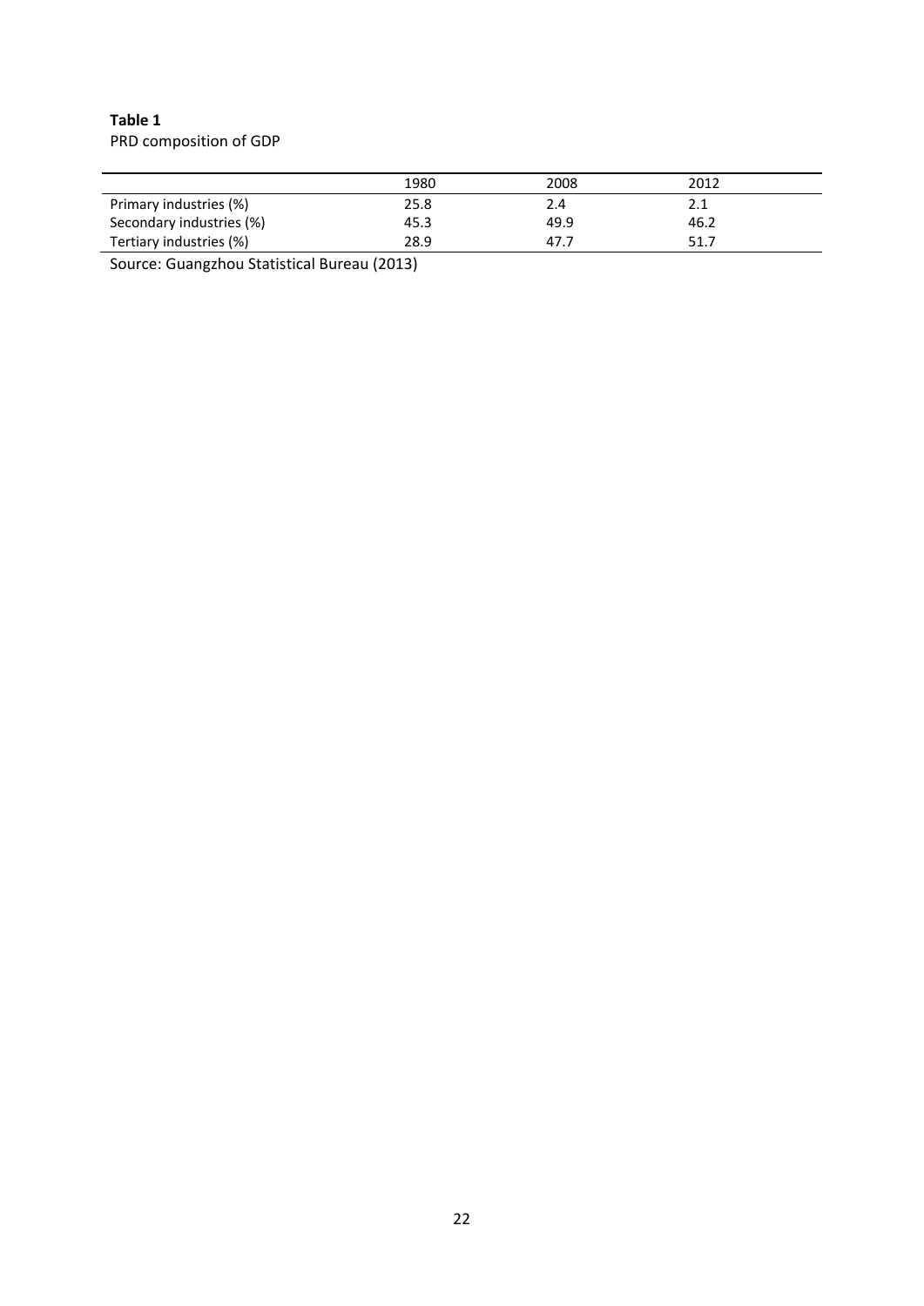**Table 1**
PRD composition of GDP

| | 1980 | 2008 | 2012 |
|---|---|---|---|
| Primary industries (%) | 25.8 | 2.4 | 2.1 |
| Secondary industries (%) | 45.3 | 49.9 | 46.2 |
| Tertiary industries (%) | 28.9 | 47.7 | 51.7 |

Source: Guangzhou Statistical Bureau (2013)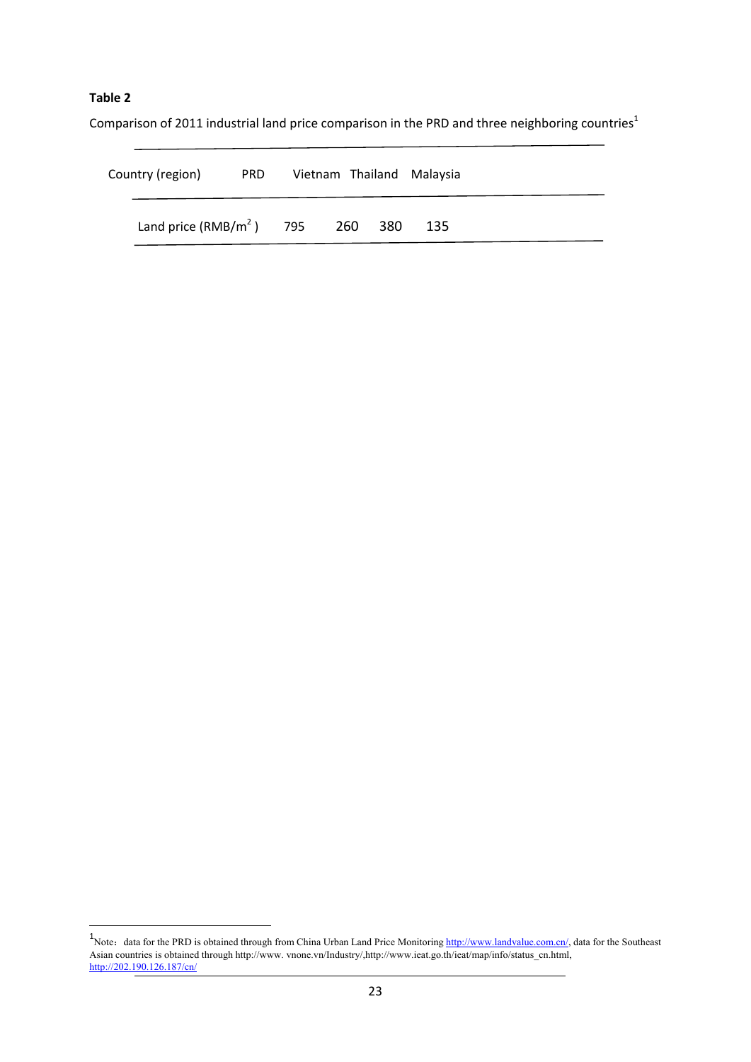**Table 2**

Comparison of 2011 industrial land price comparison in the PRD and three neighboring countries[1]

| Country (region) | PRD | Vietnam | Thailand | Malaysia |
|---|---|---|---|---|
| Land price (RMB/$m^2$) | 795 | 260 | 380 | 135 |

[1]Note：data for the PRD is obtained through from China Urban Land Price Monitoring http://www.landvalue.com.cn/, data for the Southeast Asian countries is obtained through http://www. vnone.vn/Industry/,http://www.ieat.go.th/ieat/map/info/status_cn.html, http://202.190.126.187/cn/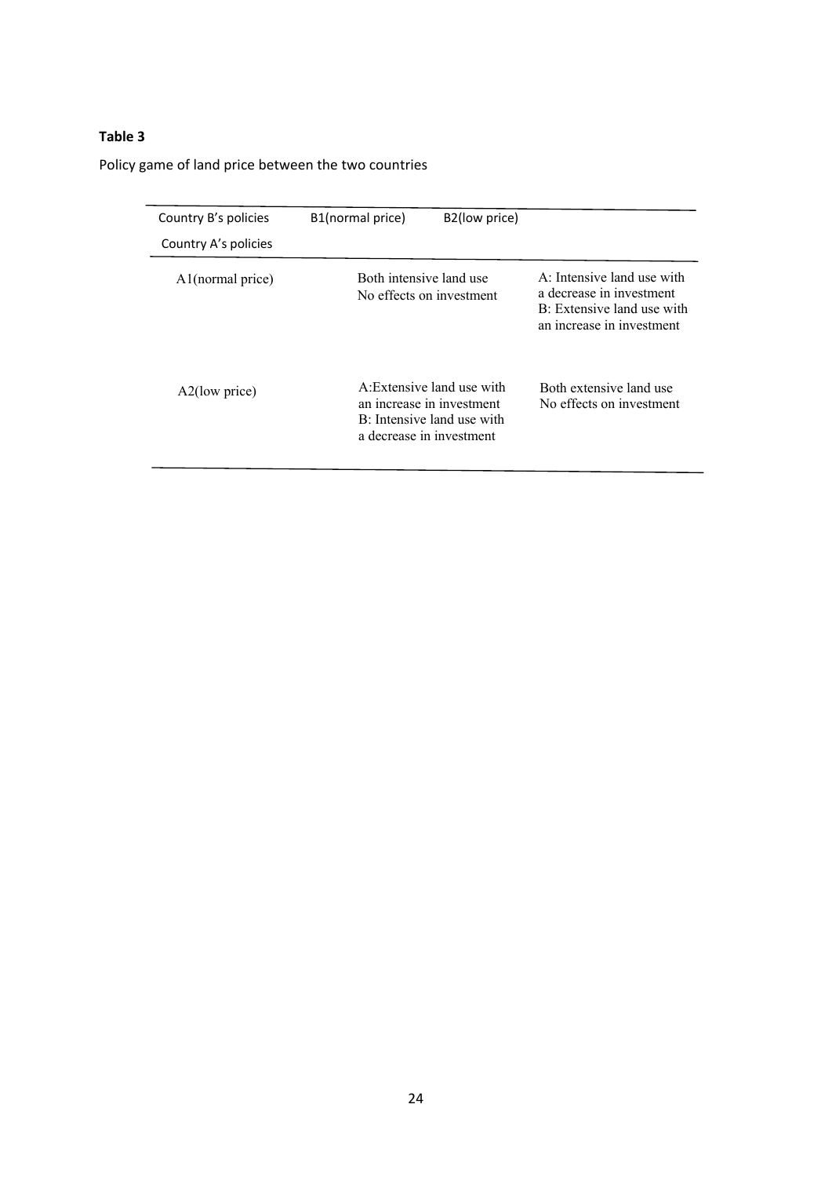**Table 3**

Policy game of land price between the two countries

| Country B's policies / Country A's policies | B1(normal price) | B2(low price) |
|---|---|---|
| A1(normal price) | Both intensive land use No effects on investment | A: Intensive land use with a decrease in investment B: Extensive land use with an increase in investment |
| A2(low price) | A:Extensive land use with an increase in investment B: Intensive land use with a decrease in investment | Both extensive land use No effects on investment |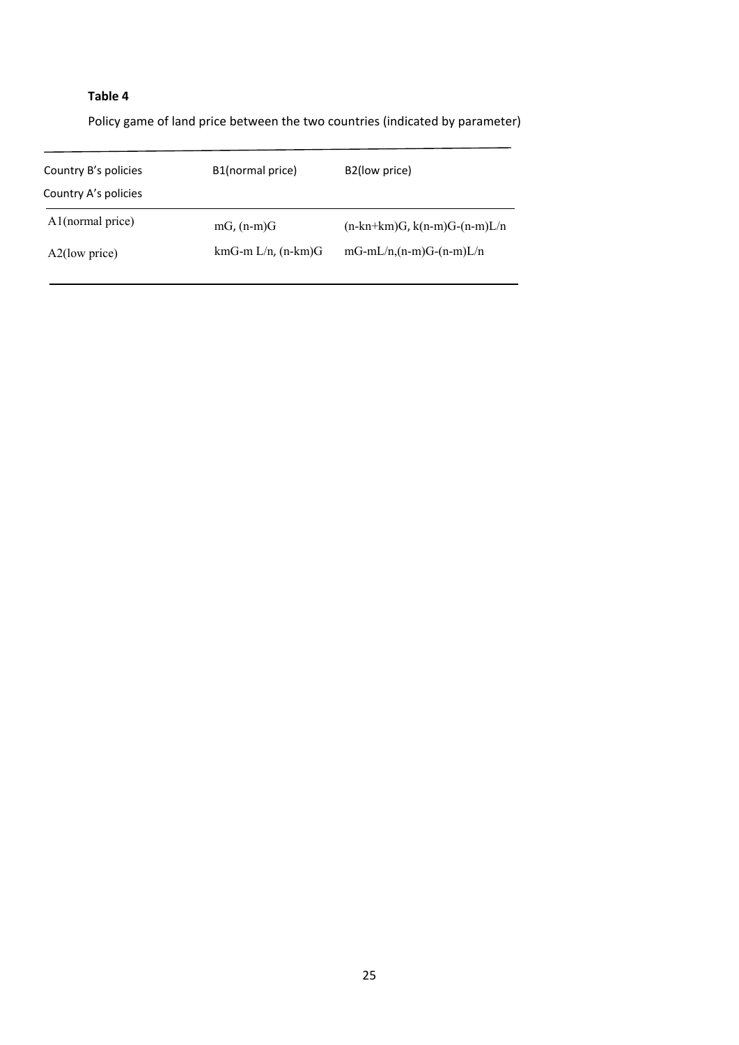**Table 4**

Policy game of land price between the two countries (indicated by parameter)

| Country B's policies / Country A's policies | B1(normal price) | B2(low price) |
|---|---|---|
| A1(normal price) | $mG$, $(n-m)G$ | $(n-kn+km)G$, $k(n-m)G-(n-m)L/n$ |
| A2(low price) | $kmG-m\,L/n$, $(n-km)G$ | $mG-mL/n$, $(n-m)G-(n-m)L/n$ |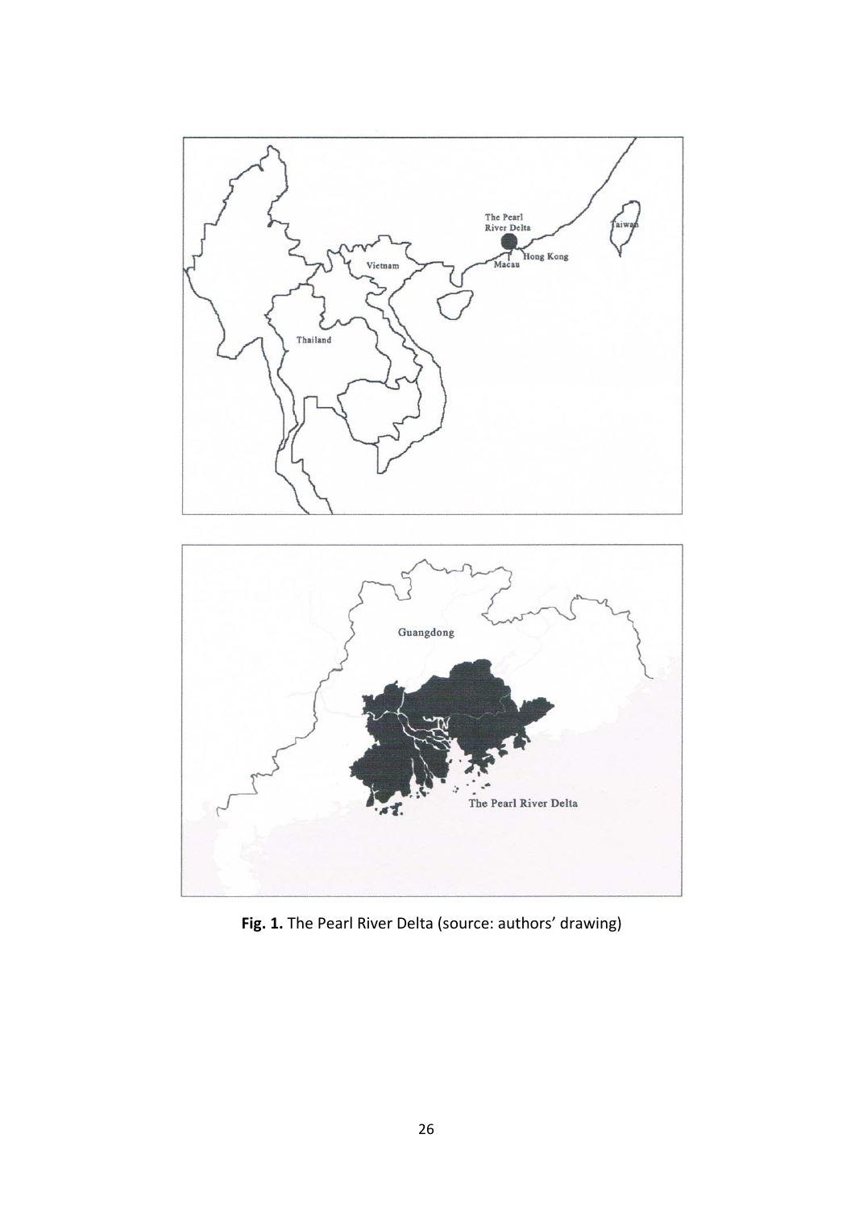**Fig. 1.** The Pearl River Delta (source: authors' drawing)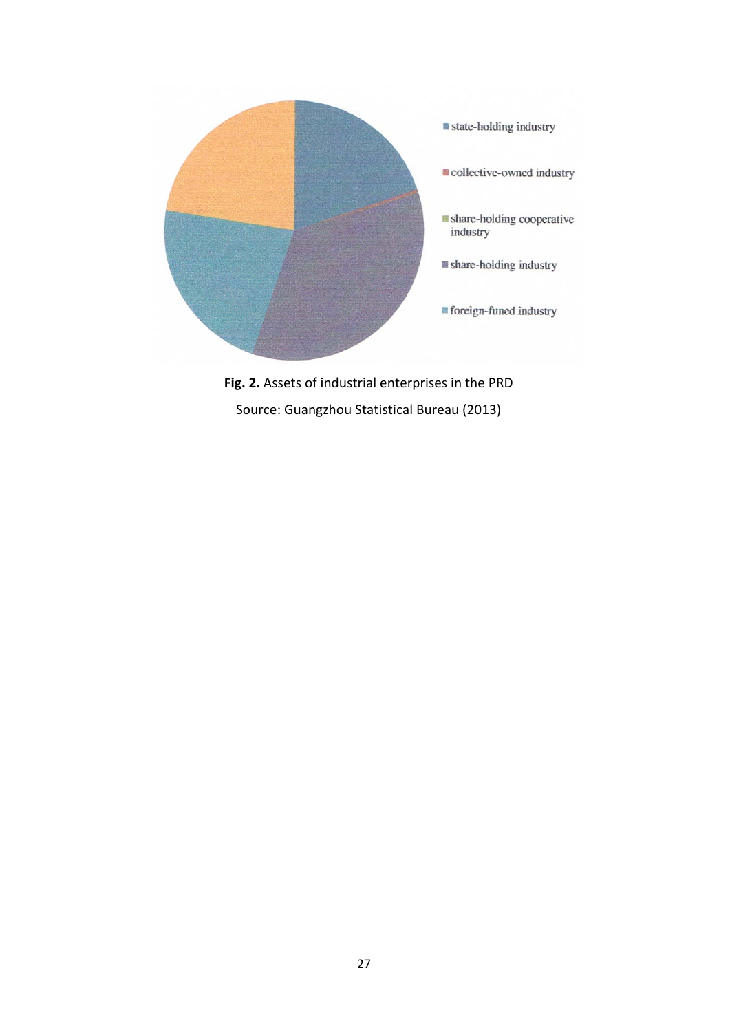**Fig. 2.** Assets of industrial enterprises in the PRD

Source: Guangzhou Statistical Bureau (2013)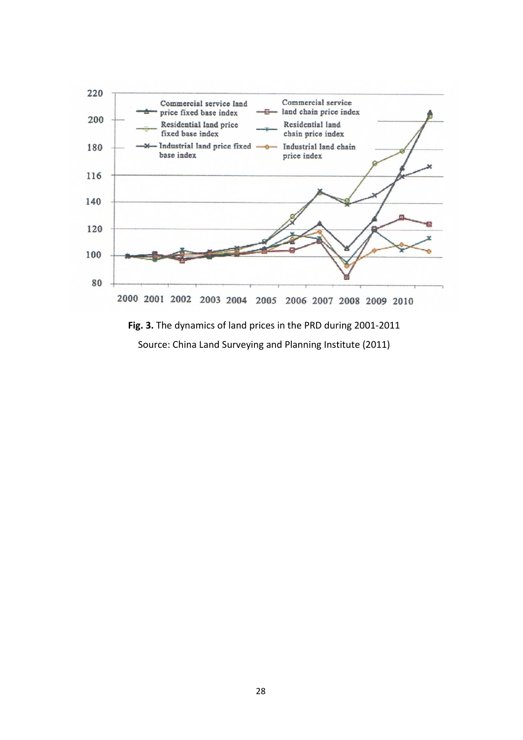Fig. 3. The dynamics of land prices in the PRD during 2001-2011

Source: China Land Surveying and Planning Institute (2011)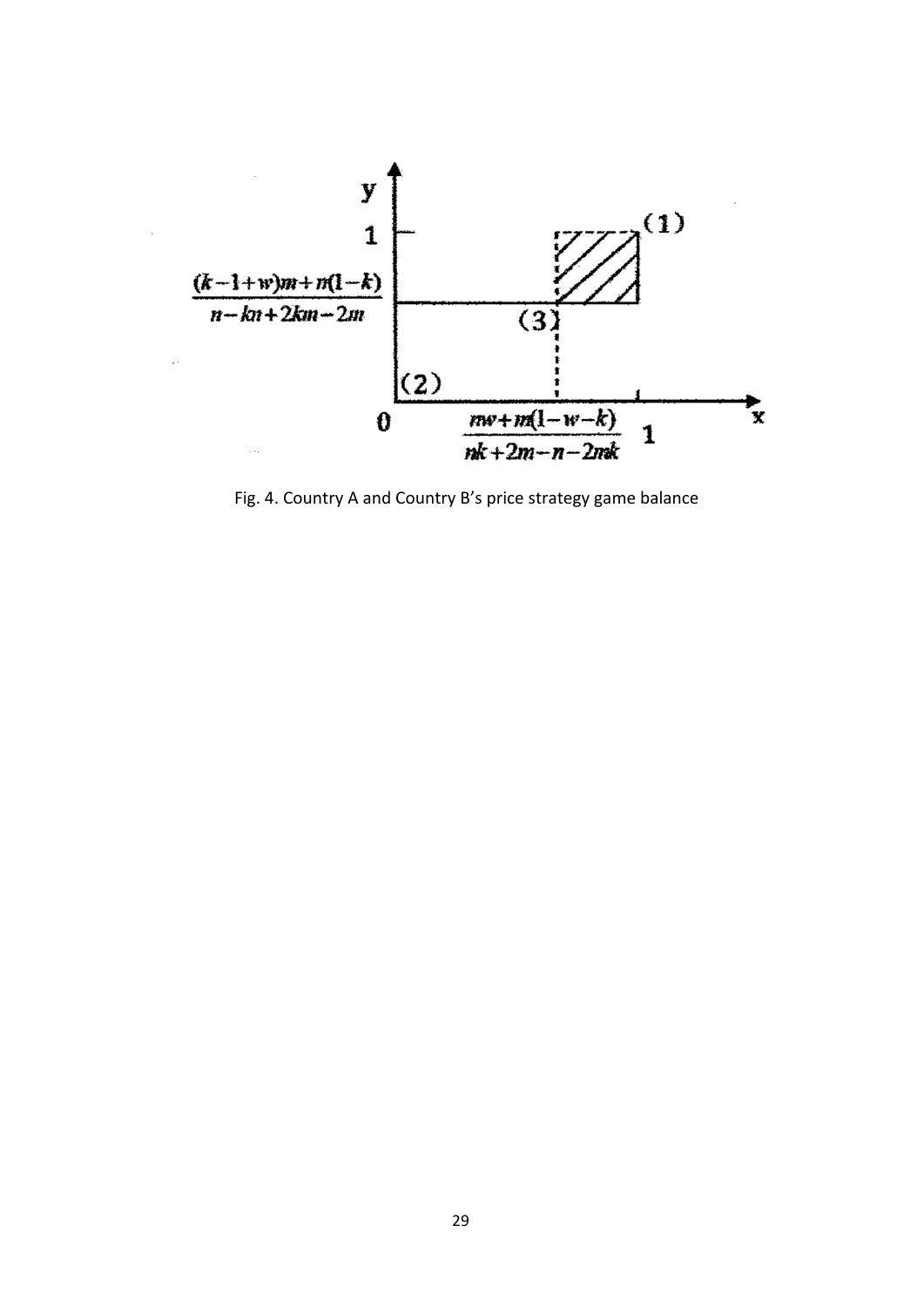y

1

$\frac{(k-1+w)m+n(1-k)}{n-kn+2km-2m}$

(1)

(2)

(3)

0

$\frac{nw+m(1-w-k)}{nk+2m-n-2mk}$

1

x

Fig. 4. Country A and Country B's price strategy game balance